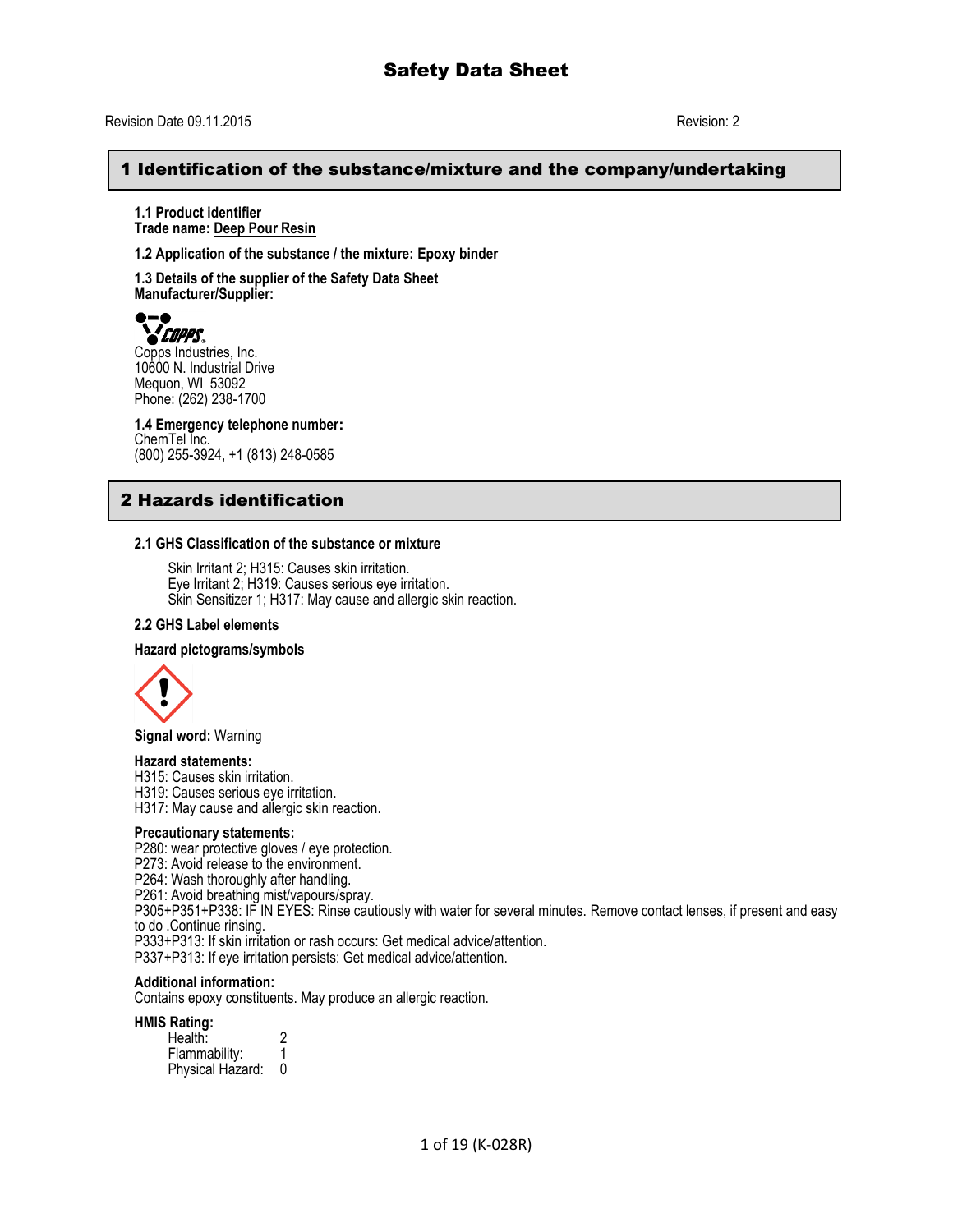# Safety Data Sheet

Revision Date 09.11.2015 Revision: 2

## 1 Identification of the substance/mixture and the company/undertaking

**1.1 Product identifier**
**Trade name: Deep Pour Resin**

**1.2 Application of the substance / the mixture: Epoxy binder**

**1.3 Details of the supplier of the Safety Data Sheet**
**Manufacturer/Supplier:**

COPPS
Copps Industries, Inc.
10600 N. Industrial Drive
Mequon, WI 53092
Phone: (262) 238-1700

**1.4 Emergency telephone number:**
ChemTel Inc.
(800) 255-3924, +1 (813) 248-0585

## 2 Hazards identification

### 2.1 GHS Classification of the substance or mixture

Skin Irritant 2; H315: Causes skin irritation.
Eye Irritant 2; H319: Causes serious eye irritation.
Skin Sensitizer 1; H317: May cause and allergic skin reaction.

### 2.2 GHS Label elements

**Hazard pictograms/symbols**

**Signal word:** Warning

**Hazard statements:**
H315: Causes skin irritation.
H319: Causes serious eye irritation.
H317: May cause and allergic skin reaction.

**Precautionary statements:**
P280: wear protective gloves / eye protection.
P273: Avoid release to the environment.
P264: Wash thoroughly after handling.
P261: Avoid breathing mist/vapours/spray.
P305+P351+P338: IF IN EYES: Rinse cautiously with water for several minutes. Remove contact lenses, if present and easy to do .Continue rinsing.
P333+P313: If skin irritation or rash occurs: Get medical advice/attention.
P337+P313: If eye irritation persists: Get medical advice/attention.

**Additional information:**
Contains epoxy constituents. May produce an allergic reaction.

**HMIS Rating:**

| | |
|---|---|
| Health: | 2 |
| Flammability: | 1 |
| Physical Hazard: | 0 |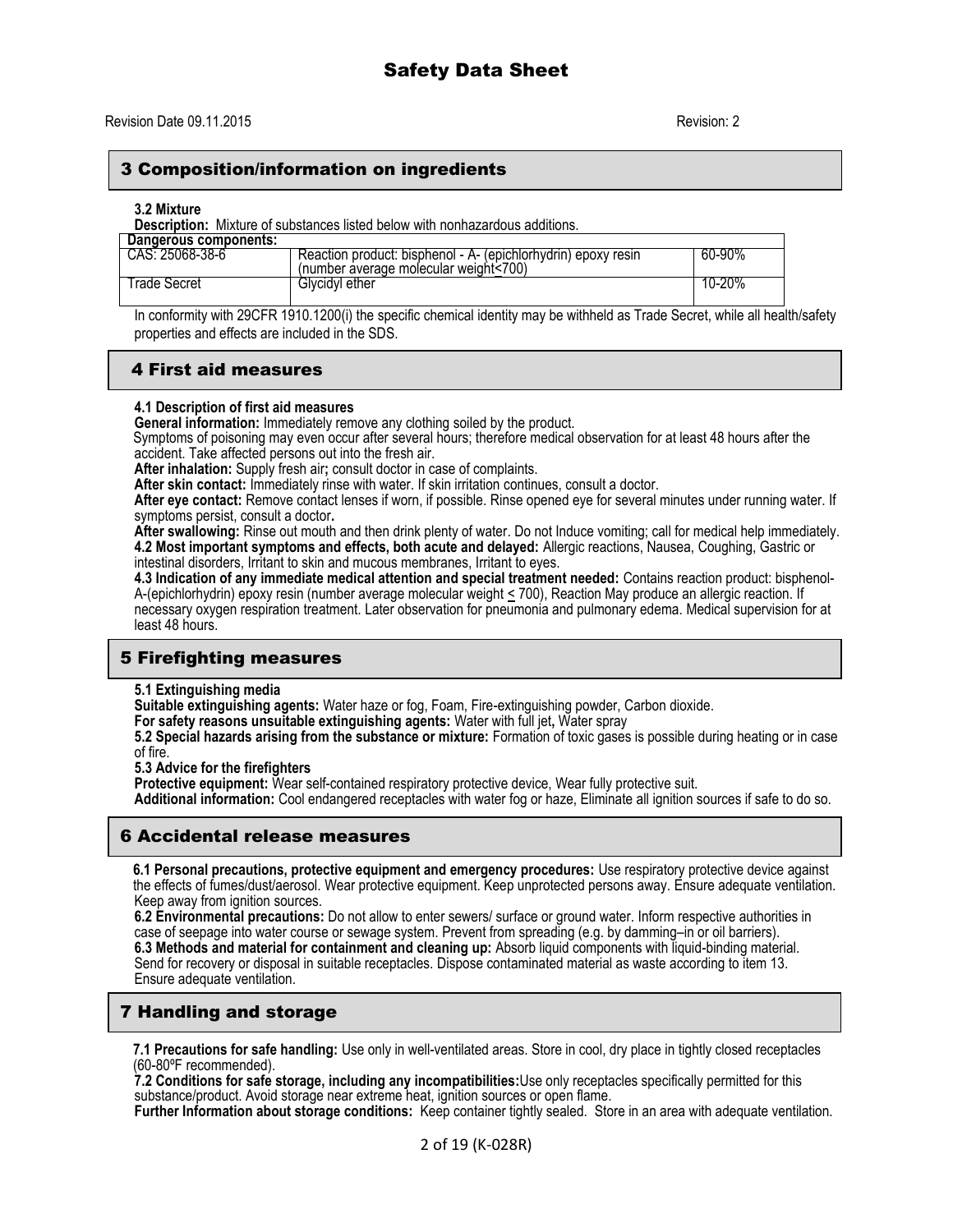# Safety Data Sheet

Revision Date 09.11.2015 Revision: 2

## 3 Composition/information on ingredients

**3.2 Mixture**

**Description:** Mixture of substances listed below with nonhazardous additions.

| Dangerous components: | | |
|---|---|---|
| CAS: 25068-38-6 | Reaction product: bisphenol - A- (epichlorhydrin) epoxy resin (number average molecular weight<700) | 60-90% |
| Trade Secret | Glycidyl ether | 10-20% |

In conformity with 29CFR 1910.1200(i) the specific chemical identity may be withheld as Trade Secret, while all health/safety properties and effects are included in the SDS.

## 4 First aid measures

**4.1 Description of first aid measures**

**General information:** Immediately remove any clothing soiled by the product.

Symptoms of poisoning may even occur after several hours; therefore medical observation for at least 48 hours after the accident. Take affected persons out into the fresh air.

**After inhalation:** Supply fresh air**;** consult doctor in case of complaints.

**After skin contact:** Immediately rinse with water. If skin irritation continues, consult a doctor.

**After eye contact:** Remove contact lenses if worn, if possible. Rinse opened eye for several minutes under running water. If symptoms persist, consult a doctor**.**

**After swallowing:** Rinse out mouth and then drink plenty of water. Do not Induce vomiting; call for medical help immediately.

**4.2 Most important symptoms and effects, both acute and delayed:** Allergic reactions, Nausea, Coughing, Gastric or intestinal disorders, Irritant to skin and mucous membranes, Irritant to eyes.

**4.3 Indication of any immediate medical attention and special treatment needed:** Contains reaction product: bisphenol-A-(epichlorhydrin) epoxy resin (number average molecular weight ≤ 700), Reaction May produce an allergic reaction. If necessary oxygen respiration treatment. Later observation for pneumonia and pulmonary edema. Medical supervision for at least 48 hours.

## 5 Firefighting measures

**5.1 Extinguishing media**

**Suitable extinguishing agents:** Water haze or fog, Foam, Fire-extinguishing powder, Carbon dioxide.

**For safety reasons unsuitable extinguishing agents:** Water with full jet**,** Water spray

**5.2 Special hazards arising from the substance or mixture:** Formation of toxic gases is possible during heating or in case of fire.

**5.3 Advice for the firefighters**

**Protective equipment:** Wear self-contained respiratory protective device, Wear fully protective suit.

**Additional information:** Cool endangered receptacles with water fog or haze, Eliminate all ignition sources if safe to do so.

## 6 Accidental release measures

**6.1 Personal precautions, protective equipment and emergency procedures:** Use respiratory protective device against the effects of fumes/dust/aerosol. Wear protective equipment. Keep unprotected persons away. Ensure adequate ventilation. Keep away from ignition sources.

**6.2 Environmental precautions:** Do not allow to enter sewers/ surface or ground water. Inform respective authorities in case of seepage into water course or sewage system. Prevent from spreading (e.g. by damming–in or oil barriers).

**6.3 Methods and material for containment and cleaning up:** Absorb liquid components with liquid-binding material. Send for recovery or disposal in suitable receptacles. Dispose contaminated material as waste according to item 13. Ensure adequate ventilation.

## 7 Handling and storage

**7.1 Precautions for safe handling:** Use only in well-ventilated areas. Store in cool, dry place in tightly closed receptacles (60-80ºF recommended).

**7.2 Conditions for safe storage, including any incompatibilities:**Use only receptacles specifically permitted for this substance/product. Avoid storage near extreme heat, ignition sources or open flame.

**Further Information about storage conditions:** Keep container tightly sealed. Store in an area with adequate ventilation.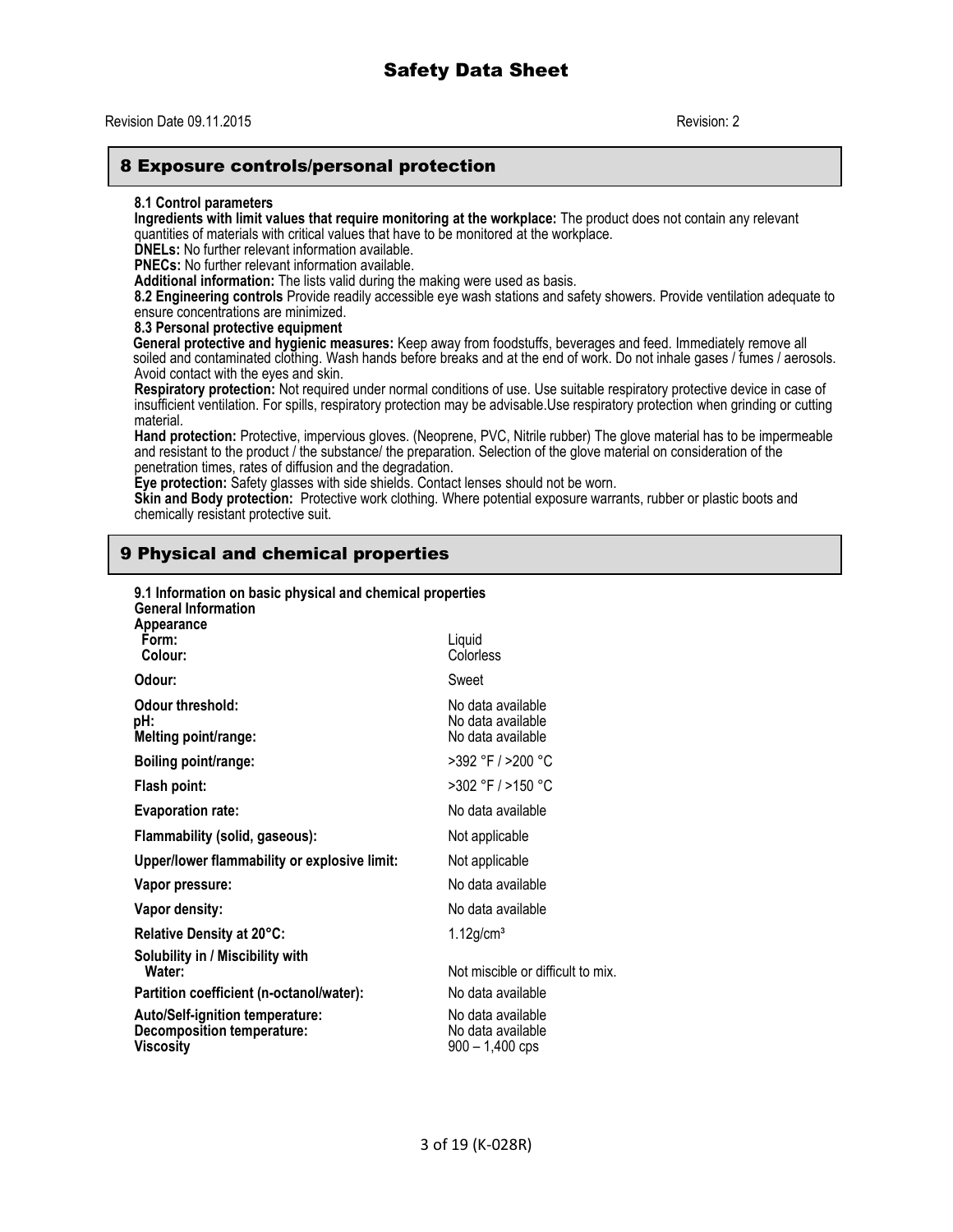Revision Date 09.11.2015 Revision: 2

## 8 Exposure controls/personal protection

**8.1 Control parameters**
**Ingredients with limit values that require monitoring at the workplace:** The product does not contain any relevant quantities of materials with critical values that have to be monitored at the workplace.
**DNELs:** No further relevant information available.
**PNECs:** No further relevant information available.
**Additional information:** The lists valid during the making were used as basis.
**8.2 Engineering controls** Provide readily accessible eye wash stations and safety showers. Provide ventilation adequate to ensure concentrations are minimized.
**8.3 Personal protective equipment**
**General protective and hygienic measures:** Keep away from foodstuffs, beverages and feed. Immediately remove all soiled and contaminated clothing. Wash hands before breaks and at the end of work. Do not inhale gases / fumes / aerosols. Avoid contact with the eyes and skin.
**Respiratory protection:** Not required under normal conditions of use. Use suitable respiratory protective device in case of insufficient ventilation. For spills, respiratory protection may be advisable.Use respiratory protection when grinding or cutting material.
**Hand protection:** Protective, impervious gloves. (Neoprene, PVC, Nitrile rubber) The glove material has to be impermeable and resistant to the product / the substance/ the preparation. Selection of the glove material on consideration of the penetration times, rates of diffusion and the degradation.
**Eye protection:** Safety glasses with side shields. Contact lenses should not be worn.
**Skin and Body protection:** Protective work clothing. Where potential exposure warrants, rubber or plastic boots and chemically resistant protective suit.

## 9 Physical and chemical properties

**9.1 Information on basic physical and chemical properties**
**General Information**
**Appearance**

| | |
|---|---|
| **Form:** | Liquid |
| **Colour:** | Colorless |
| **Odour:** | Sweet |
| **Odour threshold:** | No data available |
| **pH:** | No data available |
| **Melting point/range:** | No data available |
| **Boiling point/range:** | >392 °F / >200 °C |
| **Flash point:** | >302 °F / >150 °C |
| **Evaporation rate:** | No data available |
| **Flammability (solid, gaseous):** | Not applicable |
| **Upper/lower flammability or explosive limit:** | Not applicable |
| **Vapor pressure:** | No data available |
| **Vapor density:** | No data available |
| **Relative Density at 20°C:** | 1.12g/cm³ |
| **Solubility in / Miscibility with Water:** | Not miscible or difficult to mix. |
| **Partition coefficient (n-octanol/water):** | No data available |
| **Auto/Self-ignition temperature:** | No data available |
| **Decomposition temperature:** | No data available |
| **Viscosity** | 900 – 1,400 cps |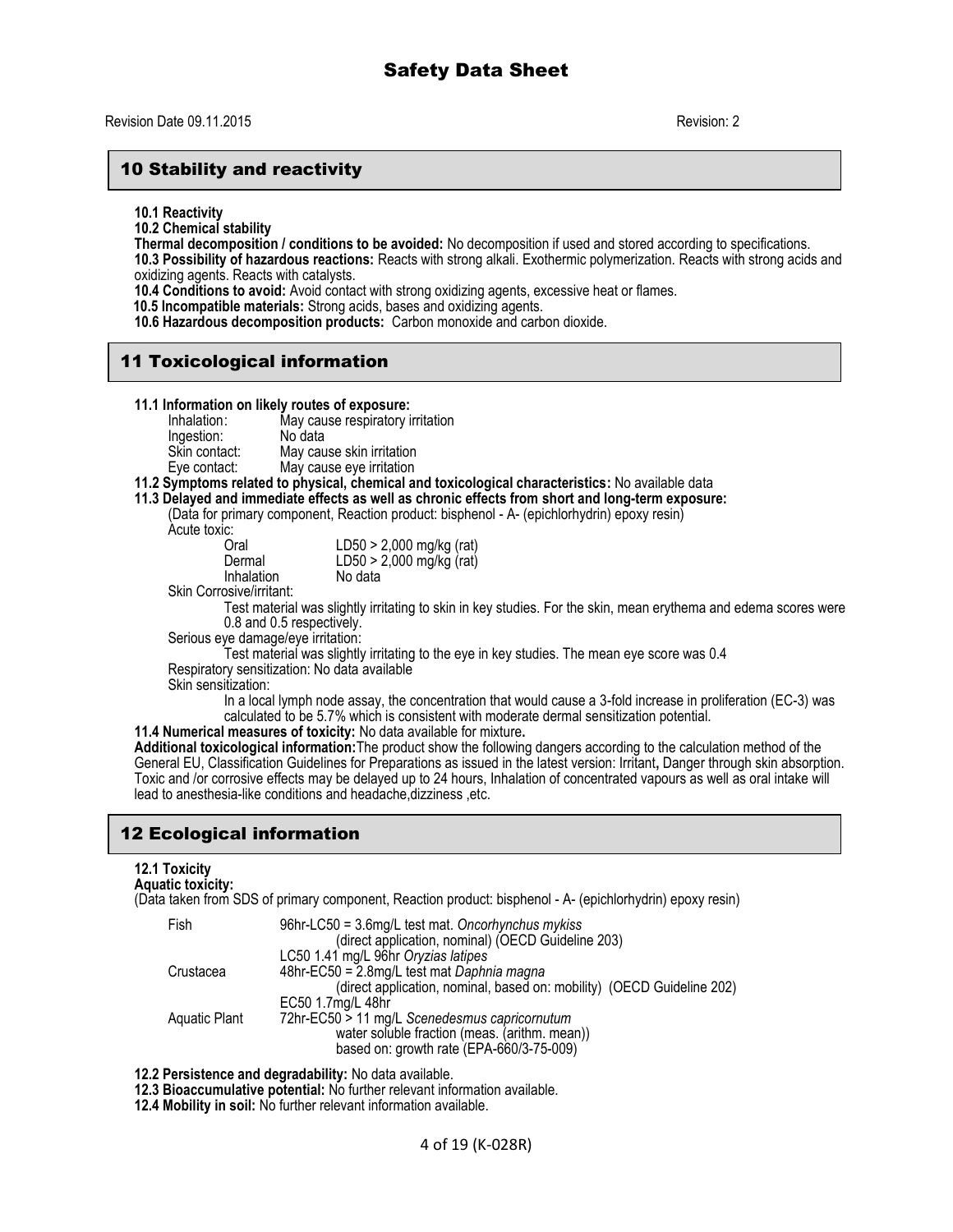## 10 Stability and reactivity

**10.1 Reactivity**

**10.2 Chemical stability**

**Thermal decomposition / conditions to be avoided:** No decomposition if used and stored according to specifications.

**10.3 Possibility of hazardous reactions:** Reacts with strong alkali. Exothermic polymerization. Reacts with strong acids and oxidizing agents. Reacts with catalysts.

**10.4 Conditions to avoid:** Avoid contact with strong oxidizing agents, excessive heat or flames.

**10.5 Incompatible materials:** Strong acids, bases and oxidizing agents.

**10.6 Hazardous decomposition products:** Carbon monoxide and carbon dioxide.

## 11 Toxicological information

**11.1 Information on likely routes of exposure:**

| | |
|---|---|
| Inhalation: | May cause respiratory irritation |
| Ingestion: | No data |
| Skin contact: | May cause skin irritation |
| Eye contact: | May cause eye irritation |

**11.2 Symptoms related to physical, chemical and toxicological characteristics:** No available data

**11.3 Delayed and immediate effects as well as chronic effects from short and long-term exposure:**

(Data for primary component, Reaction product: bisphenol - A- (epichlorhydrin) epoxy resin)

Acute toxic:

| | |
|---|---|
| Oral | LD50 > 2,000 mg/kg (rat) |
| Dermal | LD50 > 2,000 mg/kg (rat) |
| Inhalation | No data |

Skin Corrosive/irritant:

Test material was slightly irritating to skin in key studies. For the skin, mean erythema and edema scores were 0.8 and 0.5 respectively.

Serious eye damage/eye irritation:

Test material was slightly irritating to the eye in key studies. The mean eye score was 0.4

Respiratory sensitization: No data available

Skin sensitization:

In a local lymph node assay, the concentration that would cause a 3-fold increase in proliferation (EC-3) was calculated to be 5.7% which is consistent with moderate dermal sensitization potential.

**11.4 Numerical measures of toxicity:** No data available for mixture**.**

**Additional toxicological information:**The product show the following dangers according to the calculation method of the General EU, Classification Guidelines for Preparations as issued in the latest version: Irritant**,** Danger through skin absorption. Toxic and /or corrosive effects may be delayed up to 24 hours, Inhalation of concentrated vapours as well as oral intake will lead to anesthesia-like conditions and headache,dizziness ,etc.

## 12 Ecological information

**12.1 Toxicity**

**Aquatic toxicity:**

(Data taken from SDS of primary component, Reaction product: bisphenol - A- (epichlorhydrin) epoxy resin)

| | |
|---|---|
| Fish | 96hr-LC50 = 3.6mg/L test mat. *Oncorhynchus mykiss* (direct application, nominal) (OECD Guideline 203) |
| | LC50 1.41 mg/L 96hr *Oryzias latipes* |
| Crustacea | 48hr-EC50 = 2.8mg/L test mat *Daphnia magna* (direct application, nominal, based on: mobility) (OECD Guideline 202) |
| | EC50 1.7mg/L 48hr |
| Aquatic Plant | 72hr-EC50 > 11 mg/L *Scenedesmus capricornutum* water soluble fraction (meas. (arithm. mean)) based on: growth rate (EPA-660/3-75-009) |

**12.2 Persistence and degradability:** No data available.

**12.3 Bioaccumulative potential:** No further relevant information available.

**12.4 Mobility in soil:** No further relevant information available.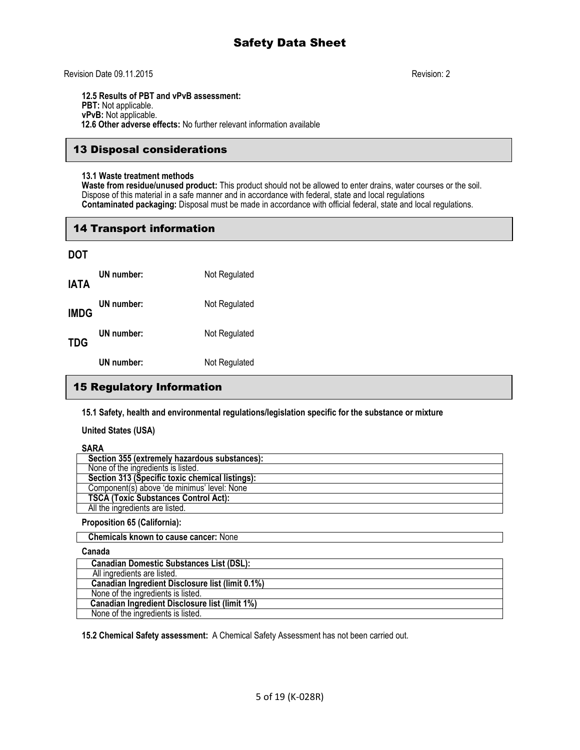**12.5 Results of PBT and vPvB assessment:**
**PBT:** Not applicable.
**vPvB:** Not applicable.
**12.6 Other adverse effects:** No further relevant information available

## 13 Disposal considerations

**13.1 Waste treatment methods**
**Waste from residue/unused product:** This product should not be allowed to enter drains, water courses or the soil. Dispose of this material in a safe manner and in accordance with federal, state and local regulations
**Contaminated packaging:** Disposal must be made in accordance with official federal, state and local regulations.

## 14 Transport information

**DOT**

**UN number:** Not Regulated

**IATA**

**UN number:** Not Regulated

**IMDG**

**UN number:** Not Regulated

**TDG**

**UN number:** Not Regulated

## 15 Regulatory Information

**15.1 Safety, health and environmental regulations/legislation specific for the substance or mixture**

**United States (USA)**

**SARA**

| **Section 355 (extremely hazardous substances):** |
|---|
| None of the ingredients is listed. |
| **Section 313 (Specific toxic chemical listings):** |
| Component(s) above 'de minimus' level: None |
| **TSCA (Toxic Substances Control Act):** |
| All the ingredients are listed. |

**Proposition 65 (California):**

| **Chemicals known to cause cancer:** None |
|---|

**Canada**

| **Canadian Domestic Substances List (DSL):** |
|---|
| All ingredients are listed. |
| **Canadian Ingredient Disclosure list (limit 0.1%)** |
| None of the ingredients is listed. |
| **Canadian Ingredient Disclosure list (limit 1%)** |
| None of the ingredients is listed. |

**15.2 Chemical Safety assessment:** A Chemical Safety Assessment has not been carried out.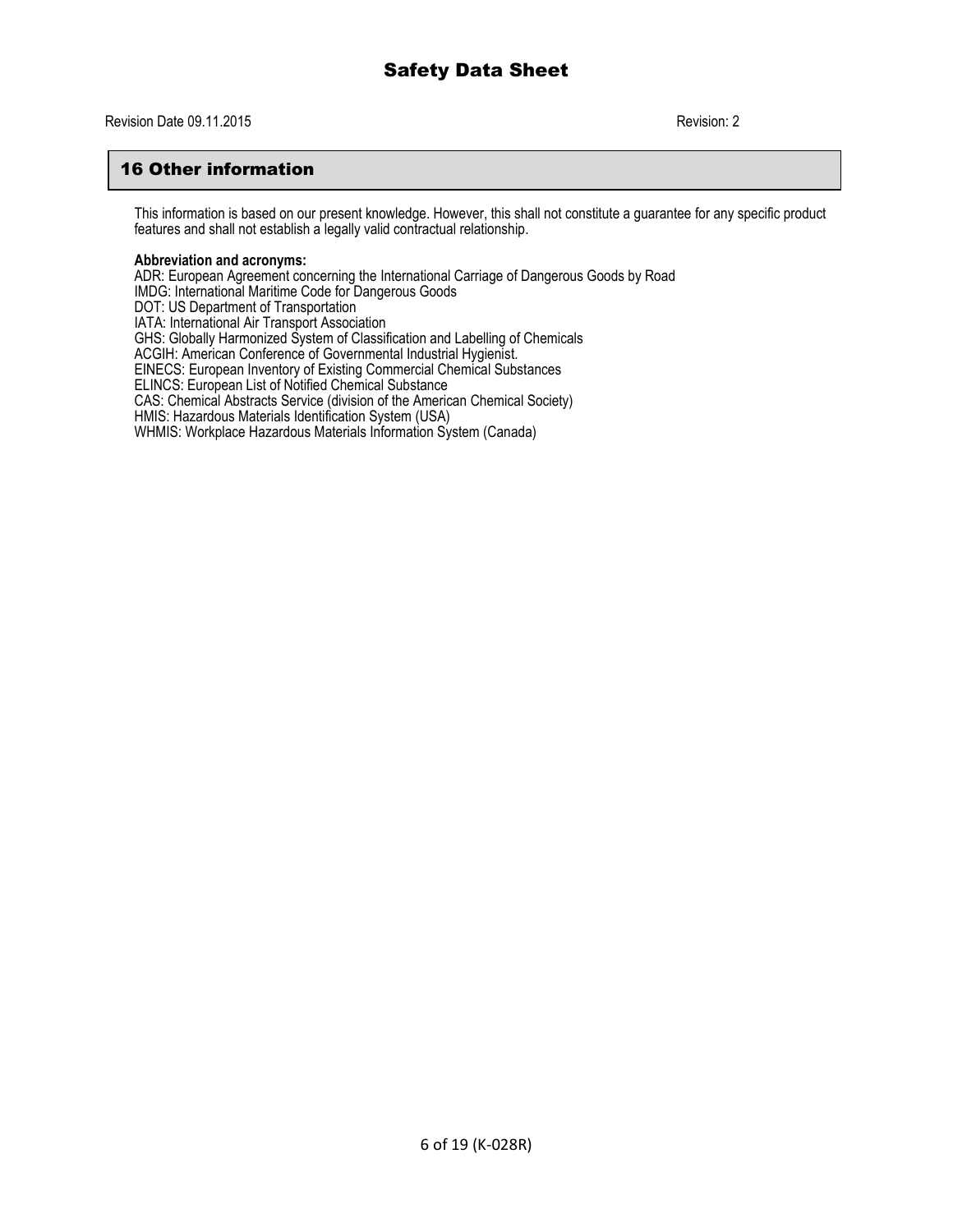## 16 Other information

This information is based on our present knowledge. However, this shall not constitute a guarantee for any specific product features and shall not establish a legally valid contractual relationship.

**Abbreviation and acronyms:**

ADR: European Agreement concerning the International Carriage of Dangerous Goods by Road
IMDG: International Maritime Code for Dangerous Goods
DOT: US Department of Transportation
IATA: International Air Transport Association
GHS: Globally Harmonized System of Classification and Labelling of Chemicals
ACGIH: American Conference of Governmental Industrial Hygienist.
EINECS: European Inventory of Existing Commercial Chemical Substances
ELINCS: European List of Notified Chemical Substance
CAS: Chemical Abstracts Service (division of the American Chemical Society)
HMIS: Hazardous Materials Identification System (USA)
WHMIS: Workplace Hazardous Materials Information System (Canada)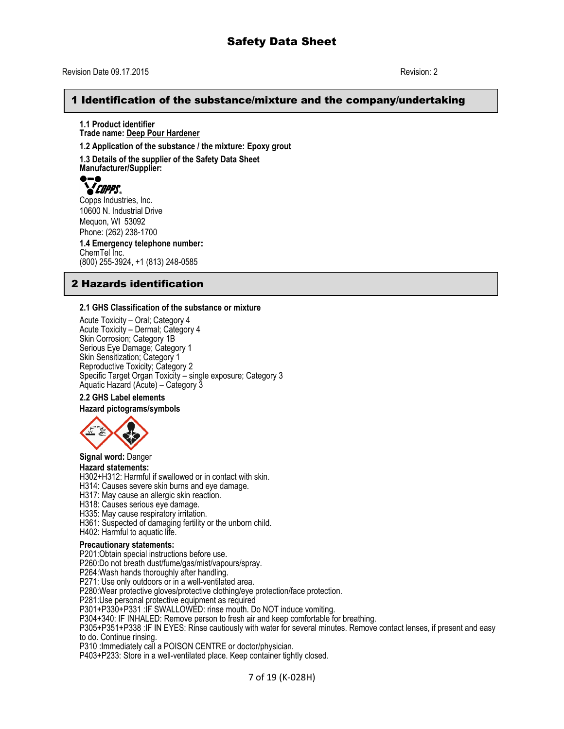# Safety Data Sheet

Revision Date 09.17.2015 Revision: 2

## 1 Identification of the substance/mixture and the company/undertaking

**1.1 Product identifier**
**Trade name: Deep Pour Hardener**

**1.2 Application of the substance / the mixture: Epoxy grout**

**1.3 Details of the supplier of the Safety Data Sheet**
**Manufacturer/Supplier:**

Copps Industries, Inc.
10600 N. Industrial Drive
Mequon, WI 53092
Phone: (262) 238-1700

**1.4 Emergency telephone number:**
ChemTel Inc.
(800) 255-3924, +1 (813) 248-0585

## 2 Hazards identification

**2.1 GHS Classification of the substance or mixture**

Acute Toxicity – Oral; Category 4
Acute Toxicity – Dermal; Category 4
Skin Corrosion; Category 1B
Serious Eye Damage; Category 1
Skin Sensitization; Category 1
Reproductive Toxicity; Category 2
Specific Target Organ Toxicity – single exposure; Category 3
Aquatic Hazard (Acute) – Category 3

**2.2 GHS Label elements**

**Hazard pictograms/symbols**

**Signal word:** Danger

**Hazard statements:**
H302+H312: Harmful if swallowed or in contact with skin.
H314: Causes severe skin burns and eye damage.
H317: May cause an allergic skin reaction.
H318: Causes serious eye damage.
H335: May cause respiratory irritation.
H361: Suspected of damaging fertility or the unborn child.
H402: Harmful to aquatic life.

**Precautionary statements:**
P201:Obtain special instructions before use.
P260:Do not breath dust/fume/gas/mist/vapours/spray.
P264:Wash hands thoroughly after handling.
P271: Use only outdoors or in a well-ventilated area.
P280:Wear protective gloves/protective clothing/eye protection/face protection.
P281:Use personal protective equipment as required
P301+P330+P331 :IF SWALLOWED: rinse mouth. Do NOT induce vomiting.
P304+340: IF INHALED: Remove person to fresh air and keep comfortable for breathing.
P305+P351+P338 :IF IN EYES: Rinse cautiously with water for several minutes. Remove contact lenses, if present and easy to do. Continue rinsing.
P310 :Immediately call a POISON CENTRE or doctor/physician.
P403+P233: Store in a well-ventilated place. Keep container tightly closed.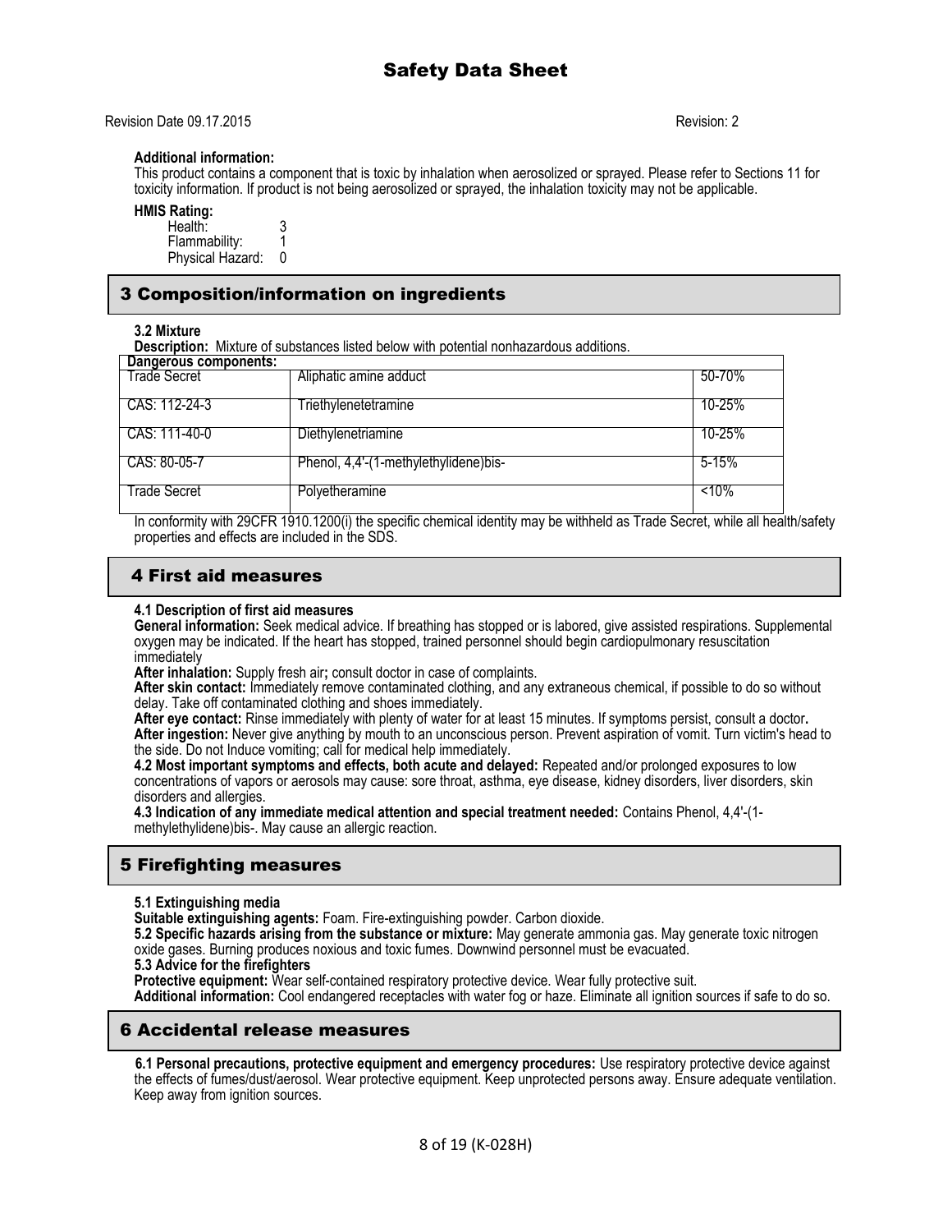**Additional information:**
This product contains a component that is toxic by inhalation when aerosolized or sprayed. Please refer to Sections 11 for toxicity information. If product is not being aerosolized or sprayed, the inhalation toxicity may not be applicable.

**HMIS Rating:**
Health: 3
Flammability: 1
Physical Hazard: 0

## 3 Composition/information on ingredients

**3.2 Mixture**
**Description:** Mixture of substances listed below with potential nonhazardous additions.

| **Dangerous components:** | | |
|---|---|---|
| Trade Secret | Aliphatic amine adduct | 50-70% |
| CAS: 112-24-3 | Triethylenetetramine | 10-25% |
| CAS: 111-40-0 | Diethylenetriamine | 10-25% |
| CAS: 80-05-7 | Phenol, 4,4'-(1-methylethylidene)bis- | 5-15% |
| Trade Secret | Polyetheramine | <10% |

In conformity with 29CFR 1910.1200(i) the specific chemical identity may be withheld as Trade Secret, while all health/safety properties and effects are included in the SDS.

## 4 First aid measures

**4.1 Description of first aid measures**
**General information:** Seek medical advice. If breathing has stopped or is labored, give assisted respirations. Supplemental oxygen may be indicated. If the heart has stopped, trained personnel should begin cardiopulmonary resuscitation immediately
**After inhalation:** Supply fresh air**;** consult doctor in case of complaints.
**After skin contact:** Immediately remove contaminated clothing, and any extraneous chemical, if possible to do so without delay. Take off contaminated clothing and shoes immediately.
**After eye contact:** Rinse immediately with plenty of water for at least 15 minutes. If symptoms persist, consult a doctor**.**
**After ingestion:** Never give anything by mouth to an unconscious person. Prevent aspiration of vomit. Turn victim's head to the side. Do not Induce vomiting; call for medical help immediately.
**4.2 Most important symptoms and effects, both acute and delayed:** Repeated and/or prolonged exposures to low concentrations of vapors or aerosols may cause: sore throat, asthma, eye disease, kidney disorders, liver disorders, skin disorders and allergies.
**4.3 Indication of any immediate medical attention and special treatment needed:** Contains Phenol, 4,4'-(1-methylethylidene)bis-. May cause an allergic reaction.

## 5 Firefighting measures

**5.1 Extinguishing media**
**Suitable extinguishing agents:** Foam. Fire-extinguishing powder. Carbon dioxide.
**5.2 Specific hazards arising from the substance or mixture:** May generate ammonia gas. May generate toxic nitrogen oxide gases. Burning produces noxious and toxic fumes. Downwind personnel must be evacuated.
**5.3 Advice for the firefighters**
**Protective equipment:** Wear self-contained respiratory protective device. Wear fully protective suit.
**Additional information:** Cool endangered receptacles with water fog or haze. Eliminate all ignition sources if safe to do so.

## 6 Accidental release measures

**6.1 Personal precautions, protective equipment and emergency procedures:** Use respiratory protective device against the effects of fumes/dust/aerosol. Wear protective equipment. Keep unprotected persons away. Ensure adequate ventilation. Keep away from ignition sources.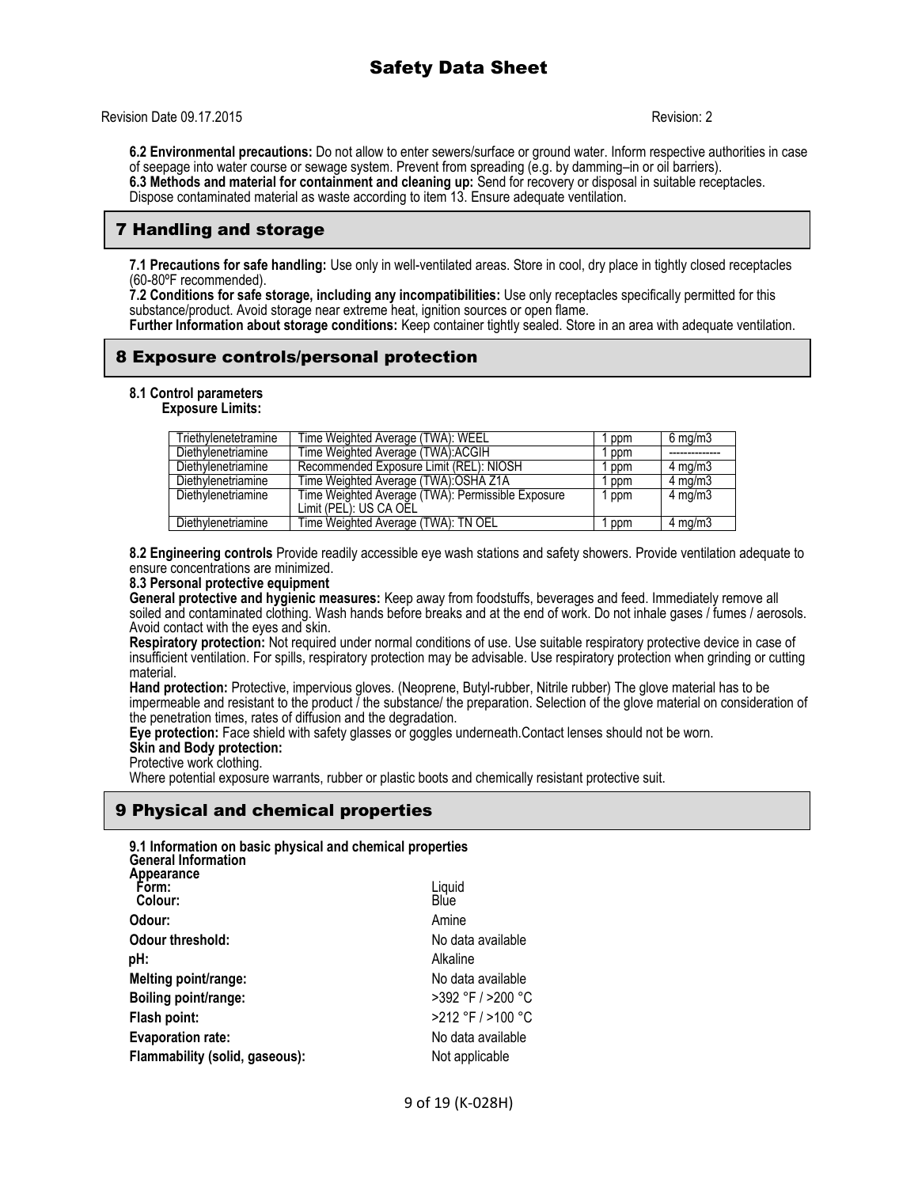**6.2 Environmental precautions:** Do not allow to enter sewers/surface or ground water. Inform respective authorities in case of seepage into water course or sewage system. Prevent from spreading (e.g. by damming–in or oil barriers).
**6.3 Methods and material for containment and cleaning up:** Send for recovery or disposal in suitable receptacles. Dispose contaminated material as waste according to item 13. Ensure adequate ventilation.

## 7 Handling and storage

**7.1 Precautions for safe handling:** Use only in well-ventilated areas. Store in cool, dry place in tightly closed receptacles (60-80ºF recommended).
**7.2 Conditions for safe storage, including any incompatibilities:** Use only receptacles specifically permitted for this substance/product. Avoid storage near extreme heat, ignition sources or open flame.
**Further Information about storage conditions:** Keep container tightly sealed. Store in an area with adequate ventilation.

## 8 Exposure controls/personal protection

**8.1 Control parameters**
**Exposure Limits:**

| Triethylenetetramine | Time Weighted Average (TWA): WEEL | 1 ppm | 6 mg/m3 |
|---|---|---|---|
| Diethylenetriamine | Time Weighted Average (TWA):ACGIH | 1 ppm | -------------- |
| Diethylenetriamine | Recommended Exposure Limit (REL): NIOSH | 1 ppm | 4 mg/m3 |
| Diethylenetriamine | Time Weighted Average (TWA):OSHA Z1A | 1 ppm | 4 mg/m3 |
| Diethylenetriamine | Time Weighted Average (TWA): Permissible Exposure Limit (PEL): US CA OEL | 1 ppm | 4 mg/m3 |
| Diethylenetriamine | Time Weighted Average (TWA): TN OEL | 1 ppm | 4 mg/m3 |

**8.2 Engineering controls** Provide readily accessible eye wash stations and safety showers. Provide ventilation adequate to ensure concentrations are minimized.
**8.3 Personal protective equipment**
**General protective and hygienic measures:** Keep away from foodstuffs, beverages and feed. Immediately remove all soiled and contaminated clothing. Wash hands before breaks and at the end of work. Do not inhale gases / fumes / aerosols. Avoid contact with the eyes and skin.
**Respiratory protection:** Not required under normal conditions of use. Use suitable respiratory protective device in case of insufficient ventilation. For spills, respiratory protection may be advisable. Use respiratory protection when grinding or cutting material.
**Hand protection:** Protective, impervious gloves. (Neoprene, Butyl-rubber, Nitrile rubber) The glove material has to be impermeable and resistant to the product / the substance/ the preparation. Selection of the glove material on consideration of the penetration times, rates of diffusion and the degradation.
**Eye protection:** Face shield with safety glasses or goggles underneath.Contact lenses should not be worn.
**Skin and Body protection:**
Protective work clothing.
Where potential exposure warrants, rubber or plastic boots and chemically resistant protective suit.

## 9 Physical and chemical properties

**9.1 Information on basic physical and chemical properties**
**General Information**
**Appearance**

| | |
|---|---|
| **Form:** | Liquid |
| **Colour:** | Blue |
| **Odour:** | Amine |
| **Odour threshold:** | No data available |
| **pH:** | Alkaline |
| **Melting point/range:** | No data available |
| **Boiling point/range:** | >392 °F / >200 °C |
| **Flash point:** | >212 °F / >100 °C |
| **Evaporation rate:** | No data available |
| **Flammability (solid, gaseous):** | Not applicable |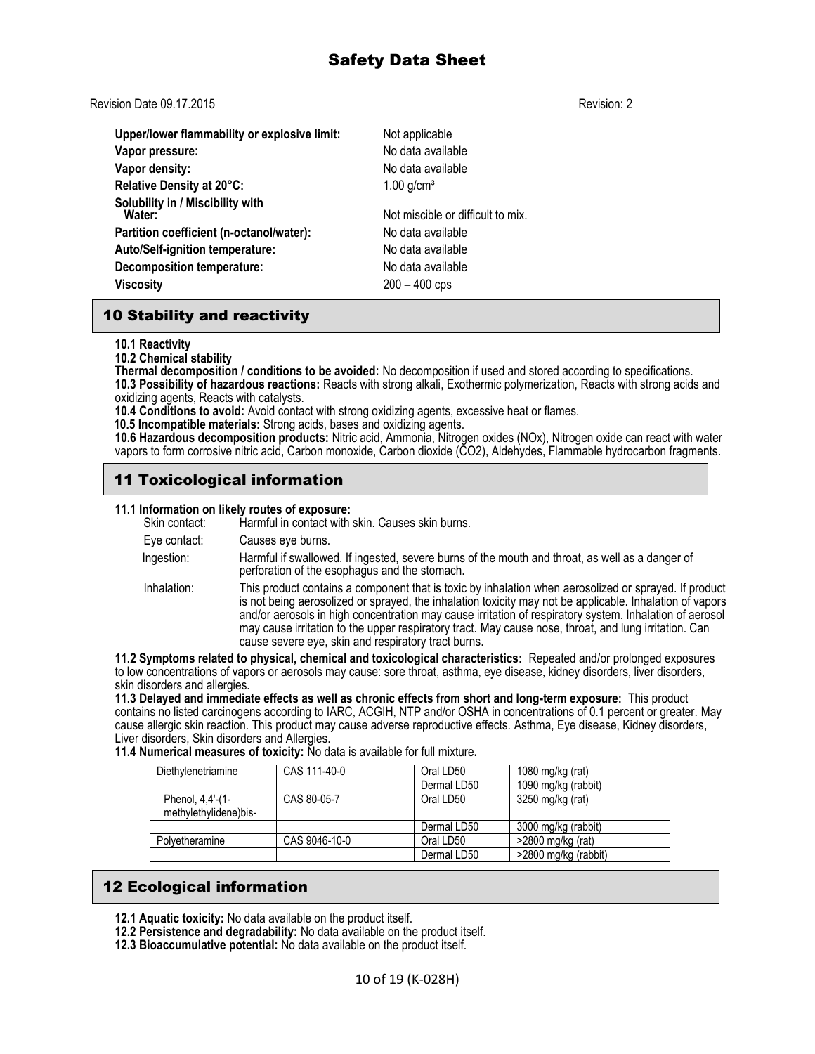# Safety Data Sheet

Revision Date 09.17.2015 Revision: 2

**Upper/lower flammability or explosive limit:** Not applicable
**Vapor pressure:** No data available
**Vapor density:** No data available
**Relative Density at 20°C:** 1.00 g/cm³
**Solubility in / Miscibility with Water:** Not miscible or difficult to mix.
**Partition coefficient (n-octanol/water):** No data available
**Auto/Self-ignition temperature:** No data available
**Decomposition temperature:** No data available
**Viscosity** 200 – 400 cps

## 10 Stability and reactivity

**10.1 Reactivity**
**10.2 Chemical stability**
**Thermal decomposition / conditions to be avoided:** No decomposition if used and stored according to specifications.
**10.3 Possibility of hazardous reactions:** Reacts with strong alkali, Exothermic polymerization, Reacts with strong acids and oxidizing agents, Reacts with catalysts.
**10.4 Conditions to avoid:** Avoid contact with strong oxidizing agents, excessive heat or flames.
**10.5 Incompatible materials:** Strong acids, bases and oxidizing agents.
**10.6 Hazardous decomposition products:** Nitric acid, Ammonia, Nitrogen oxides (NOx), Nitrogen oxide can react with water vapors to form corrosive nitric acid, Carbon monoxide, Carbon dioxide ($CO_2$), Aldehydes, Flammable hydrocarbon fragments.

## 11 Toxicological information

**11.1 Information on likely routes of exposure:**

Skin contact: Harmful in contact with skin. Causes skin burns.

Eye contact: Causes eye burns.

Ingestion: Harmful if swallowed. If ingested, severe burns of the mouth and throat, as well as a danger of perforation of the esophagus and the stomach.

Inhalation: This product contains a component that is toxic by inhalation when aerosolized or sprayed. If product is not being aerosolized or sprayed, the inhalation toxicity may not be applicable. Inhalation of vapors and/or aerosols in high concentration may cause irritation of respiratory system. Inhalation of aerosol may cause irritation to the upper respiratory tract. May cause nose, throat, and lung irritation. Can cause severe eye, skin and respiratory tract burns.

**11.2 Symptoms related to physical, chemical and toxicological characteristics:** Repeated and/or prolonged exposures to low concentrations of vapors or aerosols may cause: sore throat, asthma, eye disease, kidney disorders, liver disorders, skin disorders and allergies.

**11.3 Delayed and immediate effects as well as chronic effects from short and long-term exposure:** This product contains no listed carcinogens according to IARC, ACGIH, NTP and/or OSHA in concentrations of 0.1 percent or greater. May cause allergic skin reaction. This product may cause adverse reproductive effects. Asthma, Eye disease, Kidney disorders, Liver disorders, Skin disorders and Allergies.

**11.4 Numerical measures of toxicity:** No data is available for full mixture**.**

| | | | |
|---|---|---|---|
| Diethylenetriamine | CAS 111-40-0 | Oral LD50 | 1080 mg/kg (rat) |
| | | Dermal LD50 | 1090 mg/kg (rabbit) |
| Phenol, 4,4'-(1-methylethylidene)bis- | CAS 80-05-7 | Oral LD50 | 3250 mg/kg (rat) |
| | | Dermal LD50 | 3000 mg/kg (rabbit) |
| Polyetheramine | CAS 9046-10-0 | Oral LD50 | >2800 mg/kg (rat) |
| | | Dermal LD50 | >2800 mg/kg (rabbit) |

## 12 Ecological information

**12.1 Aquatic toxicity:** No data available on the product itself.
**12.2 Persistence and degradability:** No data available on the product itself.
**12.3 Bioaccumulative potential:** No data available on the product itself.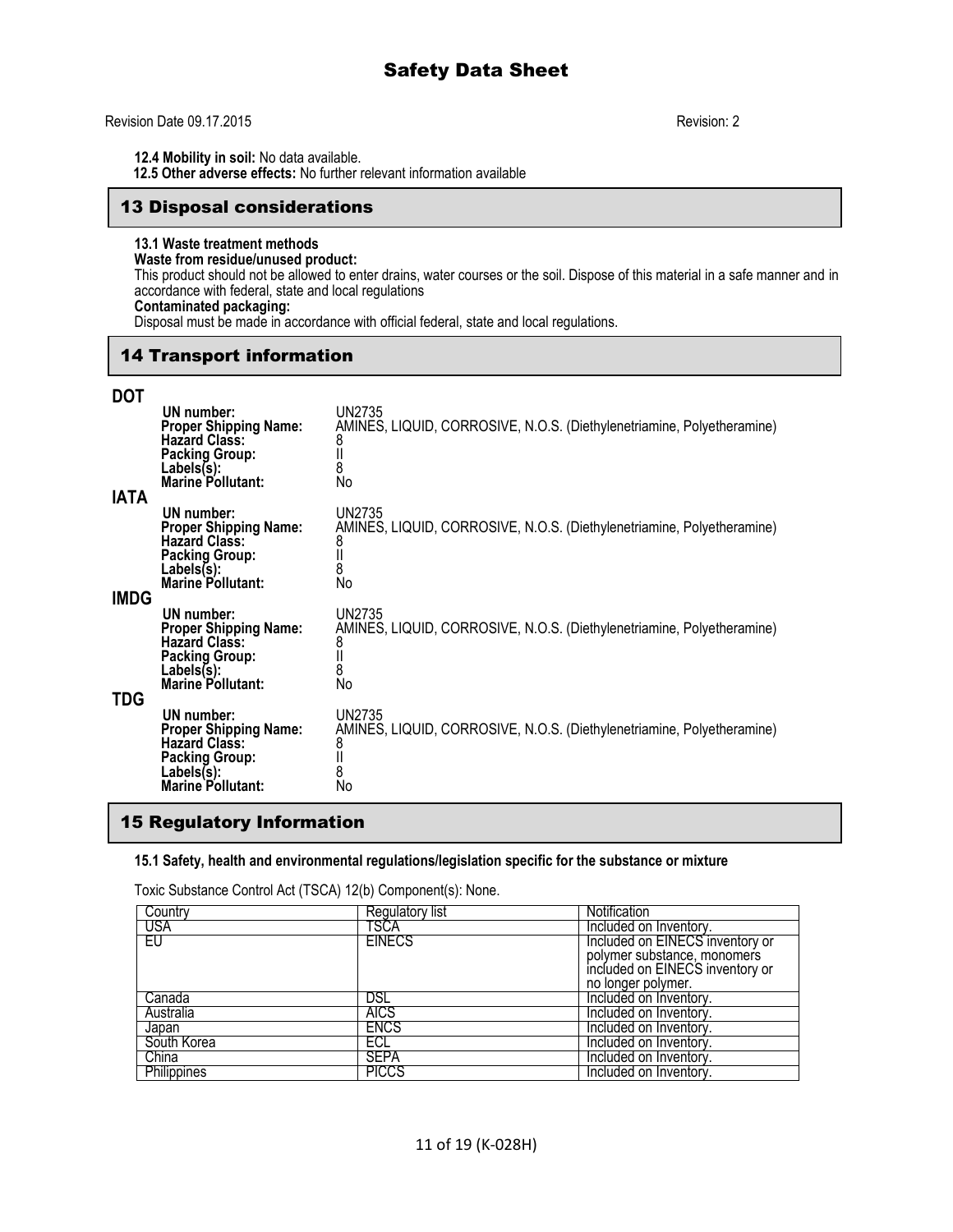**12.4 Mobility in soil:** No data available.
**12.5 Other adverse effects:** No further relevant information available

## 13 Disposal considerations

**13.1 Waste treatment methods**
**Waste from residue/unused product:**
This product should not be allowed to enter drains, water courses or the soil. Dispose of this material in a safe manner and in accordance with federal, state and local regulations
**Contaminated packaging:**
Disposal must be made in accordance with official federal, state and local regulations.

## 14 Transport information

**DOT**

| | |
|---|---|
| **UN number:** | UN2735 |
| **Proper Shipping Name:** | AMINES, LIQUID, CORROSIVE, N.O.S. (Diethylenetriamine, Polyetheramine) |
| **Hazard Class:** | 8 |
| **Packing Group:** | II |
| **Labels(s):** | 8 |
| **Marine Pollutant:** | No |

**IATA**

| | |
|---|---|
| **UN number:** | UN2735 |
| **Proper Shipping Name:** | AMINES, LIQUID, CORROSIVE, N.O.S. (Diethylenetriamine, Polyetheramine) |
| **Hazard Class:** | 8 |
| **Packing Group:** | II |
| **Labels(s):** | 8 |
| **Marine Pollutant:** | No |

**IMDG**

| | |
|---|---|
| **UN number:** | UN2735 |
| **Proper Shipping Name:** | AMINES, LIQUID, CORROSIVE, N.O.S. (Diethylenetriamine, Polyetheramine) |
| **Hazard Class:** | 8 |
| **Packing Group:** | II |
| **Labels(s):** | 8 |
| **Marine Pollutant:** | No |

**TDG**

| | |
|---|---|
| **UN number:** | UN2735 |
| **Proper Shipping Name:** | AMINES, LIQUID, CORROSIVE, N.O.S. (Diethylenetriamine, Polyetheramine) |
| **Hazard Class:** | 8 |
| **Packing Group:** | II |
| **Labels(s):** | 8 |
| **Marine Pollutant:** | No |

## 15 Regulatory Information

**15.1 Safety, health and environmental regulations/legislation specific for the substance or mixture**

Toxic Substance Control Act (TSCA) 12(b) Component(s): None.

| Country | Regulatory list | Notification |
|---|---|---|
| USA | TSCA | Included on Inventory. |
| EU | EINECS | Included on EINECS inventory or polymer substance, monomers included on EINECS inventory or no longer polymer. |
| Canada | DSL | Included on Inventory. |
| Australia | AICS | Included on Inventory. |
| Japan | ENCS | Included on Inventory. |
| South Korea | ECL | Included on Inventory. |
| China | SEPA | Included on Inventory. |
| Philippines | PICCS | Included on Inventory. |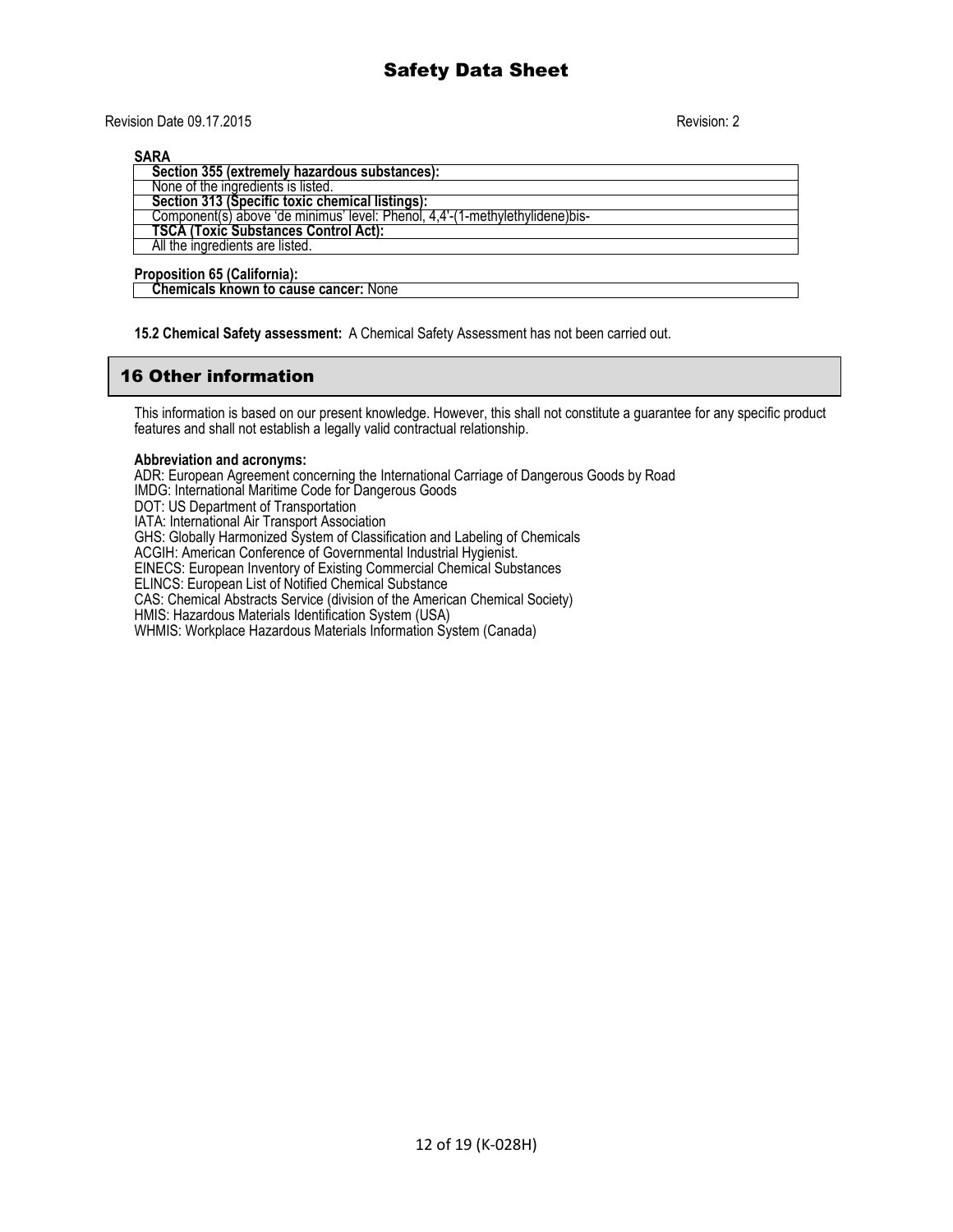**SARA**

| Section 355 (extremely hazardous substances): |
|---|
| None of the ingredients is listed. |
| **Section 313 (Specific toxic chemical listings):** |
| Component(s) above 'de minimus' level: Phenol, 4,4'-(1-methylethylidene)bis- |
| **TSCA (Toxic Substances Control Act):** |
| All the ingredients are listed. |

**Proposition 65 (California):**

| **Chemicals known to cause cancer:** None |
|---|

**15.2 Chemical Safety assessment:** A Chemical Safety Assessment has not been carried out.

## 16 Other information

This information is based on our present knowledge. However, this shall not constitute a guarantee for any specific product features and shall not establish a legally valid contractual relationship.

**Abbreviation and acronyms:**

ADR: European Agreement concerning the International Carriage of Dangerous Goods by Road
IMDG: International Maritime Code for Dangerous Goods
DOT: US Department of Transportation
IATA: International Air Transport Association
GHS: Globally Harmonized System of Classification and Labeling of Chemicals
ACGIH: American Conference of Governmental Industrial Hygienist.
EINECS: European Inventory of Existing Commercial Chemical Substances
ELINCS: European List of Notified Chemical Substance
CAS: Chemical Abstracts Service (division of the American Chemical Society)
HMIS: Hazardous Materials Identification System (USA)
WHMIS: Workplace Hazardous Materials Information System (Canada)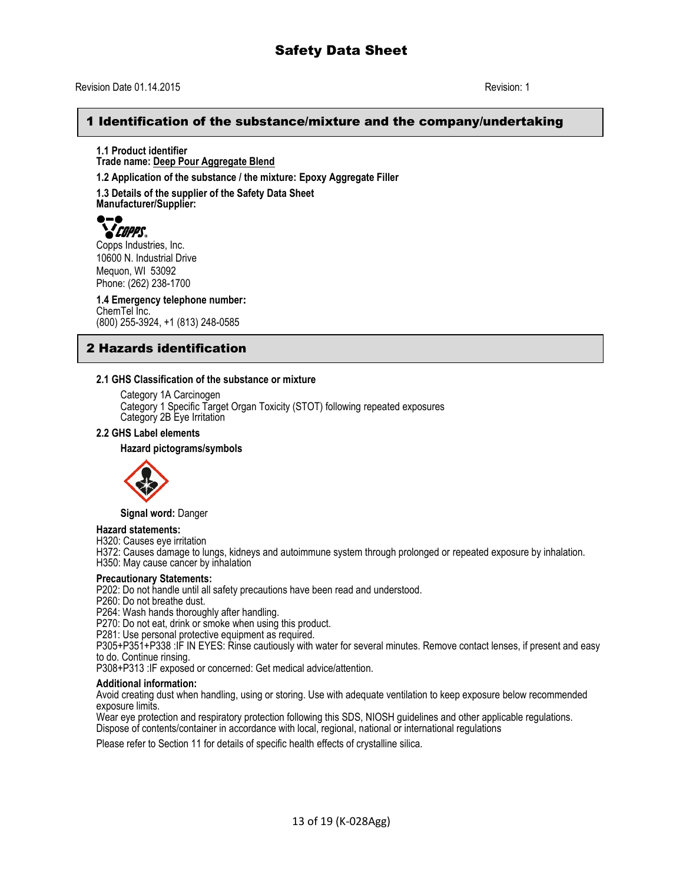# Safety Data Sheet

Revision Date 01.14.2015 Revision: 1

## 1 Identification of the substance/mixture and the company/undertaking

**1.1 Product identifier**
**Trade name: Deep Pour Aggregate Blend**

**1.2 Application of the substance / the mixture: Epoxy Aggregate Filler**

**1.3 Details of the supplier of the Safety Data Sheet**
**Manufacturer/Supplier:**

COPPS
Copps Industries, Inc.
10600 N. Industrial Drive
Mequon, WI 53092
Phone: (262) 238-1700

**1.4 Emergency telephone number:**
ChemTel Inc.
(800) 255-3924, +1 (813) 248-0585

## 2 Hazards identification

**2.1 GHS Classification of the substance or mixture**

Category 1A Carcinogen
Category 1 Specific Target Organ Toxicity (STOT) following repeated exposures
Category 2B Eye Irritation

**2.2 GHS Label elements**

**Hazard pictograms/symbols**

**Signal word:** Danger

**Hazard statements:**
H320: Causes eye irritation
H372: Causes damage to lungs, kidneys and autoimmune system through prolonged or repeated exposure by inhalation.
H350: May cause cancer by inhalation

**Precautionary Statements:**
P202: Do not handle until all safety precautions have been read and understood.
P260: Do not breathe dust.
P264: Wash hands thoroughly after handling.
P270: Do not eat, drink or smoke when using this product.
P281: Use personal protective equipment as required.
P305+P351+P338 :IF IN EYES: Rinse cautiously with water for several minutes. Remove contact lenses, if present and easy to do. Continue rinsing.
P308+P313 :IF exposed or concerned: Get medical advice/attention.

**Additional information:**
Avoid creating dust when handling, using or storing. Use with adequate ventilation to keep exposure below recommended exposure limits.
Wear eye protection and respiratory protection following this SDS, NIOSH guidelines and other applicable regulations.
Dispose of contents/container in accordance with local, regional, national or international regulations

Please refer to Section 11 for details of specific health effects of crystalline silica.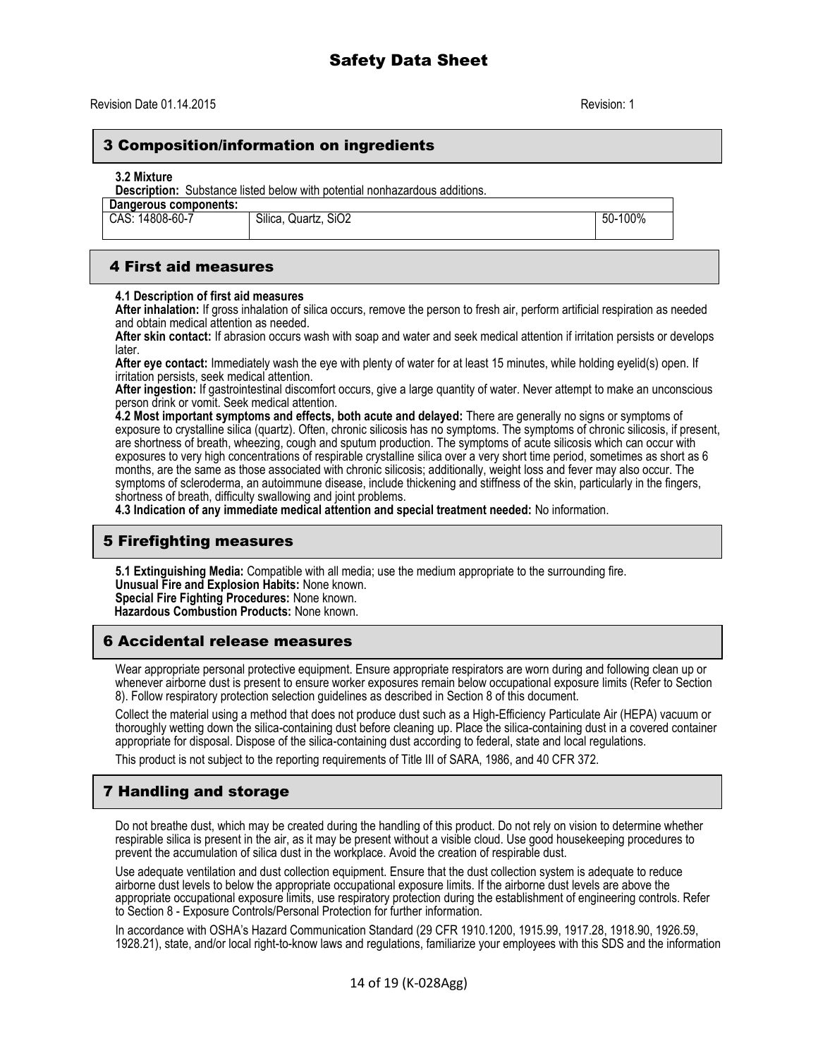# Safety Data Sheet

Revision Date 01.14.2015 Revision: 1

## 3 Composition/information on ingredients

**3.2 Mixture**

**Description:** Substance listed below with potential nonhazardous additions.

| Dangerous components: | | |
|---|---|---|
| CAS: 14808-60-7 | Silica, Quartz, $SiO_2$ | 50-100% |

## 4 First aid measures

**4.1 Description of first aid measures**

**After inhalation:** If gross inhalation of silica occurs, remove the person to fresh air, perform artificial respiration as needed and obtain medical attention as needed.

**After skin contact:** If abrasion occurs wash with soap and water and seek medical attention if irritation persists or develops later.

**After eye contact:** Immediately wash the eye with plenty of water for at least 15 minutes, while holding eyelid(s) open. If irritation persists, seek medical attention.

**After ingestion:** If gastrointestinal discomfort occurs, give a large quantity of water. Never attempt to make an unconscious person drink or vomit. Seek medical attention.

**4.2 Most important symptoms and effects, both acute and delayed:** There are generally no signs or symptoms of exposure to crystalline silica (quartz). Often, chronic silicosis has no symptoms. The symptoms of chronic silicosis, if present, are shortness of breath, wheezing, cough and sputum production. The symptoms of acute silicosis which can occur with exposures to very high concentrations of respirable crystalline silica over a very short time period, sometimes as short as 6 months, are the same as those associated with chronic silicosis; additionally, weight loss and fever may also occur. The symptoms of scleroderma, an autoimmune disease, include thickening and stiffness of the skin, particularly in the fingers, shortness of breath, difficulty swallowing and joint problems.

**4.3 Indication of any immediate medical attention and special treatment needed:** No information.

## 5 Firefighting measures

**5.1 Extinguishing Media:** Compatible with all media; use the medium appropriate to the surrounding fire.
**Unusual Fire and Explosion Habits:** None known.
**Special Fire Fighting Procedures:** None known.
**Hazardous Combustion Products:** None known.

## 6 Accidental release measures

Wear appropriate personal protective equipment. Ensure appropriate respirators are worn during and following clean up or whenever airborne dust is present to ensure worker exposures remain below occupational exposure limits (Refer to Section 8). Follow respiratory protection selection guidelines as described in Section 8 of this document.

Collect the material using a method that does not produce dust such as a High-Efficiency Particulate Air (HEPA) vacuum or thoroughly wetting down the silica-containing dust before cleaning up. Place the silica-containing dust in a covered container appropriate for disposal. Dispose of the silica-containing dust according to federal, state and local regulations.

This product is not subject to the reporting requirements of Title III of SARA, 1986, and 40 CFR 372.

## 7 Handling and storage

Do not breathe dust, which may be created during the handling of this product. Do not rely on vision to determine whether respirable silica is present in the air, as it may be present without a visible cloud. Use good housekeeping procedures to prevent the accumulation of silica dust in the workplace. Avoid the creation of respirable dust.

Use adequate ventilation and dust collection equipment. Ensure that the dust collection system is adequate to reduce airborne dust levels to below the appropriate occupational exposure limits. If the airborne dust levels are above the appropriate occupational exposure limits, use respiratory protection during the establishment of engineering controls. Refer to Section 8 - Exposure Controls/Personal Protection for further information.

In accordance with OSHA's Hazard Communication Standard (29 CFR 1910.1200, 1915.99, 1917.28, 1918.90, 1926.59, 1928.21), state, and/or local right-to-know laws and regulations, familiarize your employees with this SDS and the information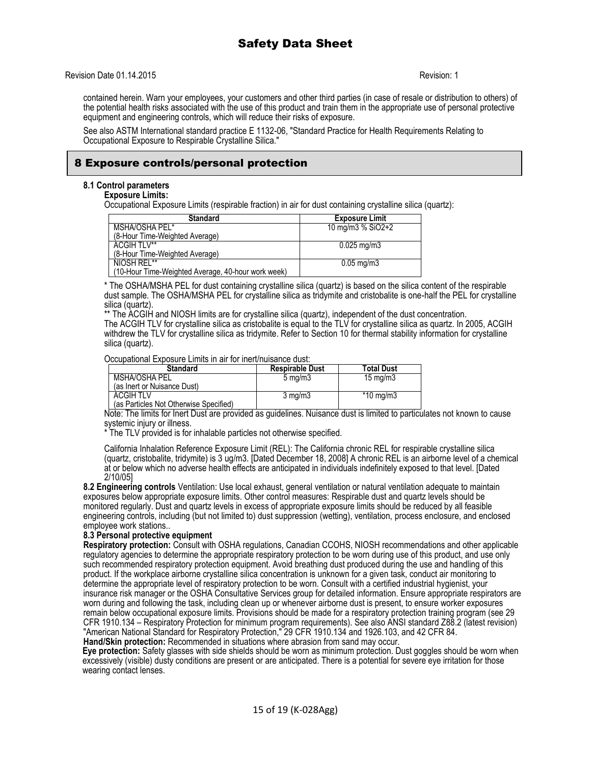contained herein. Warn your employees, your customers and other third parties (in case of resale or distribution to others) of the potential health risks associated with the use of this product and train them in the appropriate use of personal protective equipment and engineering controls, which will reduce their risks of exposure.

See also ASTM International standard practice E 1132-06, "Standard Practice for Health Requirements Relating to Occupational Exposure to Respirable Crystalline Silica."

## 8 Exposure controls/personal protection

### 8.1 Control parameters

**Exposure Limits:**

Occupational Exposure Limits (respirable fraction) in air for dust containing crystalline silica (quartz):

| Standard | Exposure Limit |
|---|---|
| MSHA/OSHA PEL* (8-Hour Time-Weighted Average) | 10 mg/m3 % $SiO_2$+2 |
| ACGIH TLV** (8-Hour Time-Weighted Average) | 0.025 mg/m3 |
| NIOSH REL** (10-Hour Time-Weighted Average, 40-hour work week) | 0.05 mg/m3 |

* The OSHA/MSHA PEL for dust containing crystalline silica (quartz) is based on the silica content of the respirable dust sample. The OSHA/MSHA PEL for crystalline silica as tridymite and cristobalite is one-half the PEL for crystalline silica (quartz).

** The ACGIH and NIOSH limits are for crystalline silica (quartz), independent of the dust concentration.

The ACGIH TLV for crystalline silica as cristobalite is equal to the TLV for crystalline silica as quartz. In 2005, ACGIH withdrew the TLV for crystalline silica as tridymite. Refer to Section 10 for thermal stability information for crystalline silica (quartz).

Occupational Exposure Limits in air for inert/nuisance dust:

| Standard | Respirable Dust | Total Dust |
|---|---|---|
| MSHA/OSHA PEL (as Inert or Nuisance Dust) | 5 mg/m3 | 15 mg/m3 |
| ACGIH TLV (as Particles Not Otherwise Specified) | 3 mg/m3 | *10 mg/m3 |

Note: The limits for Inert Dust are provided as guidelines. Nuisance dust is limited to particulates not known to cause systemic injury or illness.

* The TLV provided is for inhalable particles not otherwise specified.

California Inhalation Reference Exposure Limit (REL): The California chronic REL for respirable crystalline silica (quartz, cristobalite, tridymite) is 3 ug/m3. [Dated December 18, 2008] A chronic REL is an airborne level of a chemical at or below which no adverse health effects are anticipated in individuals indefinitely exposed to that level. [Dated 2/10/05]

**8.2 Engineering controls** Ventilation: Use local exhaust, general ventilation or natural ventilation adequate to maintain exposures below appropriate exposure limits. Other control measures: Respirable dust and quartz levels should be monitored regularly. Dust and quartz levels in excess of appropriate exposure limits should be reduced by all feasible engineering controls, including (but not limited to) dust suppression (wetting), ventilation, process enclosure, and enclosed employee work stations..

**8.3 Personal protective equipment**

**Respiratory protection:** Consult with OSHA regulations, Canadian CCOHS, NIOSH recommendations and other applicable regulatory agencies to determine the appropriate respiratory protection to be worn during use of this product, and use only such recommended respiratory protection equipment. Avoid breathing dust produced during the use and handling of this product. If the workplace airborne crystalline silica concentration is unknown for a given task, conduct air monitoring to determine the appropriate level of respiratory protection to be worn. Consult with a certified industrial hygienist, your insurance risk manager or the OSHA Consultative Services group for detailed information. Ensure appropriate respirators are worn during and following the task, including clean up or whenever airborne dust is present, to ensure worker exposures remain below occupational exposure limits. Provisions should be made for a respiratory protection training program (see 29 CFR 1910.134 – Respiratory Protection for minimum program requirements). See also ANSI standard Z88.2 (latest revision) "American National Standard for Respiratory Protection," 29 CFR 1910.134 and 1926.103, and 42 CFR 84.

**Hand/Skin protection:** Recommended in situations where abrasion from sand may occur.

**Eye protection:** Safety glasses with side shields should be worn as minimum protection. Dust goggles should be worn when excessively (visible) dusty conditions are present or are anticipated. There is a potential for severe eye irritation for those wearing contact lenses.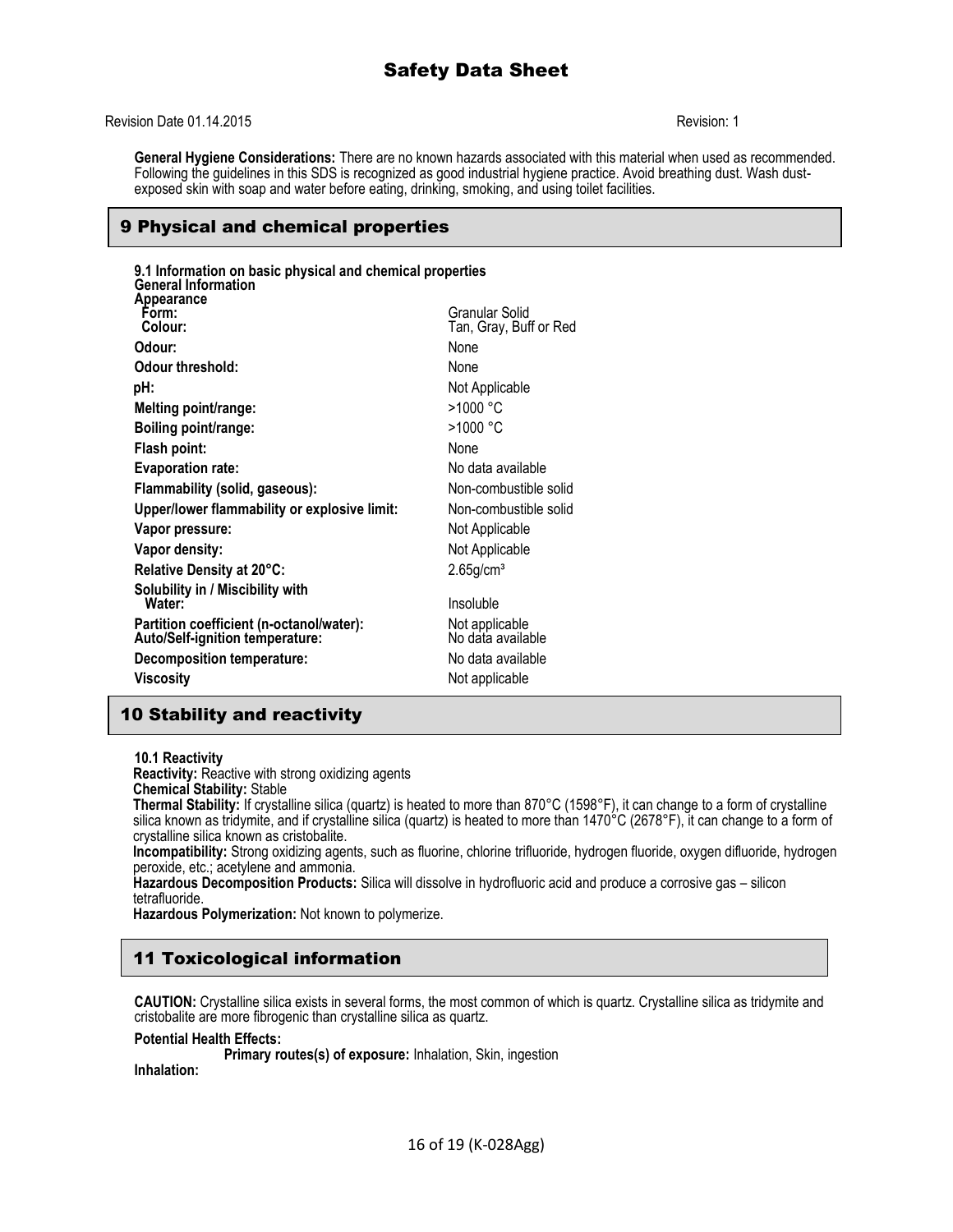Revision Date 01.14.2015 Revision: 1

**General Hygiene Considerations:** There are no known hazards associated with this material when used as recommended. Following the guidelines in this SDS is recognized as good industrial hygiene practice. Avoid breathing dust. Wash dust-exposed skin with soap and water before eating, drinking, smoking, and using toilet facilities.

## 9 Physical and chemical properties

**9.1 Information on basic physical and chemical properties**
**General Information**

| Property | Value |
| --- | --- |
| **Appearance** | |
| **Form:** | Granular Solid |
| **Colour:** | Tan, Gray, Buff or Red |
| **Odour:** | None |
| **Odour threshold:** | None |
| **pH:** | Not Applicable |
| **Melting point/range:** | >1000 °C |
| **Boiling point/range:** | >1000 °C |
| **Flash point:** | None |
| **Evaporation rate:** | No data available |
| **Flammability (solid, gaseous):** | Non-combustible solid |
| **Upper/lower flammability or explosive limit:** | Non-combustible solid |
| **Vapor pressure:** | Not Applicable |
| **Vapor density:** | Not Applicable |
| **Relative Density at 20°C:** | 2.65g/cm³ |
| **Solubility in / Miscibility with Water:** | Insoluble |
| **Partition coefficient (n-octanol/water):** | Not applicable |
| **Auto/Self-ignition temperature:** | No data available |
| **Decomposition temperature:** | No data available |
| **Viscosity** | Not applicable |

## 10 Stability and reactivity

**10.1 Reactivity**

**Reactivity:** Reactive with strong oxidizing agents

**Chemical Stability:** Stable

**Thermal Stability:** If crystalline silica (quartz) is heated to more than 870°C (1598°F), it can change to a form of crystalline silica known as tridymite, and if crystalline silica (quartz) is heated to more than 1470°C (2678°F), it can change to a form of crystalline silica known as cristobalite.

**Incompatibility:** Strong oxidizing agents, such as fluorine, chlorine trifluoride, hydrogen fluoride, oxygen difluoride, hydrogen peroxide, etc.; acetylene and ammonia.

**Hazardous Decomposition Products:** Silica will dissolve in hydrofluoric acid and produce a corrosive gas – silicon tetrafluoride.

**Hazardous Polymerization:** Not known to polymerize.

## 11 Toxicological information

**CAUTION:** Crystalline silica exists in several forms, the most common of which is quartz. Crystalline silica as tridymite and cristobalite are more fibrogenic than crystalline silica as quartz.

**Potential Health Effects:**

**Primary routes(s) of exposure:** Inhalation, Skin, ingestion

**Inhalation:**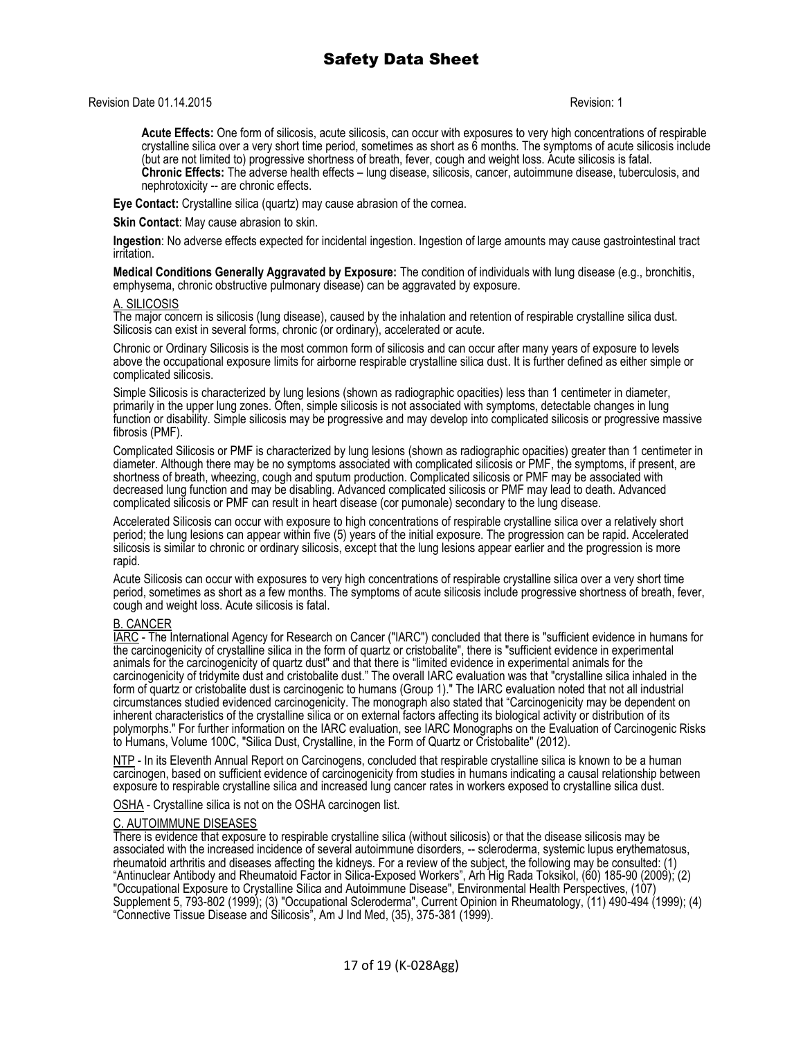**Acute Effects:** One form of silicosis, acute silicosis, can occur with exposures to very high concentrations of respirable crystalline silica over a very short time period, sometimes as short as 6 months. The symptoms of acute silicosis include (but are not limited to) progressive shortness of breath, fever, cough and weight loss. Acute silicosis is fatal.
**Chronic Effects:** The adverse health effects – lung disease, silicosis, cancer, autoimmune disease, tuberculosis, and nephrotoxicity -- are chronic effects.

**Eye Contact:** Crystalline silica (quartz) may cause abrasion of the cornea.

**Skin Contact**: May cause abrasion to skin.

**Ingestion**: No adverse effects expected for incidental ingestion. Ingestion of large amounts may cause gastrointestinal tract irritation.

**Medical Conditions Generally Aggravated by Exposure:** The condition of individuals with lung disease (e.g., bronchitis, emphysema, chronic obstructive pulmonary disease) can be aggravated by exposure.

A. SILICOSIS

The major concern is silicosis (lung disease), caused by the inhalation and retention of respirable crystalline silica dust. Silicosis can exist in several forms, chronic (or ordinary), accelerated or acute.

Chronic or Ordinary Silicosis is the most common form of silicosis and can occur after many years of exposure to levels above the occupational exposure limits for airborne respirable crystalline silica dust. It is further defined as either simple or complicated silicosis.

Simple Silicosis is characterized by lung lesions (shown as radiographic opacities) less than 1 centimeter in diameter, primarily in the upper lung zones. Often, simple silicosis is not associated with symptoms, detectable changes in lung function or disability. Simple silicosis may be progressive and may develop into complicated silicosis or progressive massive fibrosis (PMF).

Complicated Silicosis or PMF is characterized by lung lesions (shown as radiographic opacities) greater than 1 centimeter in diameter. Although there may be no symptoms associated with complicated silicosis or PMF, the symptoms, if present, are shortness of breath, wheezing, cough and sputum production. Complicated silicosis or PMF may be associated with decreased lung function and may be disabling. Advanced complicated silicosis or PMF may lead to death. Advanced complicated silicosis or PMF can result in heart disease (cor pumonale) secondary to the lung disease.

Accelerated Silicosis can occur with exposure to high concentrations of respirable crystalline silica over a relatively short period; the lung lesions can appear within five (5) years of the initial exposure. The progression can be rapid. Accelerated silicosis is similar to chronic or ordinary silicosis, except that the lung lesions appear earlier and the progression is more rapid.

Acute Silicosis can occur with exposures to very high concentrations of respirable crystalline silica over a very short time period, sometimes as short as a few months. The symptoms of acute silicosis include progressive shortness of breath, fever, cough and weight loss. Acute silicosis is fatal.

B. CANCER

IARC - The International Agency for Research on Cancer ("IARC") concluded that there is "sufficient evidence in humans for the carcinogenicity of crystalline silica in the form of quartz or cristobalite", there is "sufficient evidence in experimental animals for the carcinogenicity of quartz dust" and that there is "limited evidence in experimental animals for the carcinogenicity of tridymite dust and cristobalite dust." The overall IARC evaluation was that "crystalline silica inhaled in the form of quartz or cristobalite dust is carcinogenic to humans (Group 1)." The IARC evaluation noted that not all industrial circumstances studied evidenced carcinogenicity. The monograph also stated that "Carcinogenicity may be dependent on inherent characteristics of the crystalline silica or on external factors affecting its biological activity or distribution of its polymorphs." For further information on the IARC evaluation, see IARC Monographs on the Evaluation of Carcinogenic Risks to Humans, Volume 100C, "Silica Dust, Crystalline, in the Form of Quartz or Cristobalite" (2012).

NTP - In its Eleventh Annual Report on Carcinogens, concluded that respirable crystalline silica is known to be a human carcinogen, based on sufficient evidence of carcinogenicity from studies in humans indicating a causal relationship between exposure to respirable crystalline silica and increased lung cancer rates in workers exposed to crystalline silica dust.

OSHA - Crystalline silica is not on the OSHA carcinogen list.

C. AUTOIMMUNE DISEASES

There is evidence that exposure to respirable crystalline silica (without silicosis) or that the disease silicosis may be associated with the increased incidence of several autoimmune disorders, -- scleroderma, systemic lupus erythematosus, rheumatoid arthritis and diseases affecting the kidneys. For a review of the subject, the following may be consulted: (1) "Antinuclear Antibody and Rheumatoid Factor in Silica-Exposed Workers", Arh Hig Rada Toksikol, (60) 185-90 (2009); (2) "Occupational Exposure to Crystalline Silica and Autoimmune Disease", Environmental Health Perspectives, (107) Supplement 5, 793-802 (1999); (3) "Occupational Scleroderma", Current Opinion in Rheumatology, (11) 490-494 (1999); (4) "Connective Tissue Disease and Silicosis", Am J Ind Med, (35), 375-381 (1999).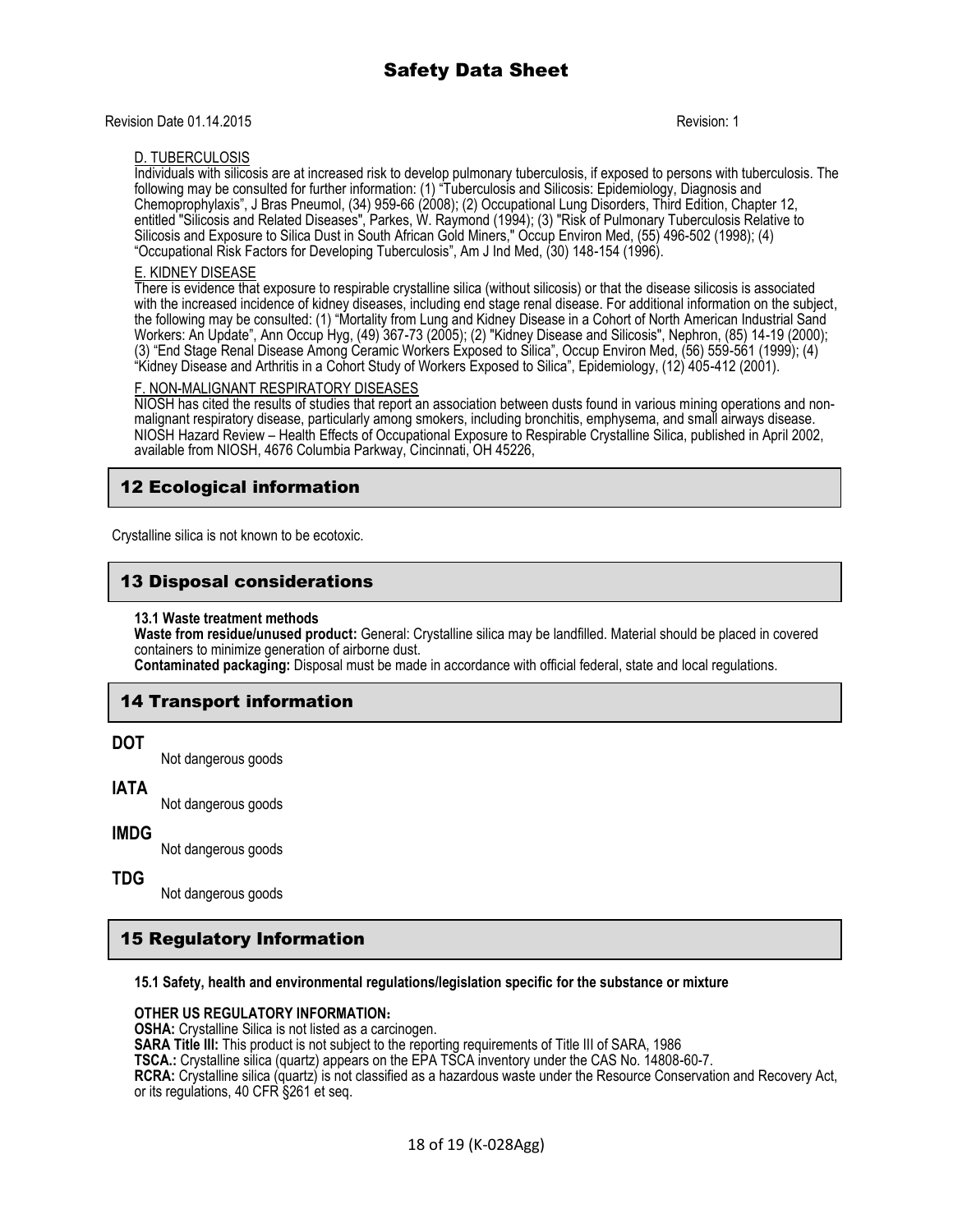D. TUBERCULOSIS

Individuals with silicosis are at increased risk to develop pulmonary tuberculosis, if exposed to persons with tuberculosis. The following may be consulted for further information: (1) "Tuberculosis and Silicosis: Epidemiology, Diagnosis and Chemoprophylaxis", J Bras Pneumol, (34) 959-66 (2008); (2) Occupational Lung Disorders, Third Edition, Chapter 12, entitled "Silicosis and Related Diseases", Parkes, W. Raymond (1994); (3) "Risk of Pulmonary Tuberculosis Relative to Silicosis and Exposure to Silica Dust in South African Gold Miners," Occup Environ Med, (55) 496-502 (1998); (4) "Occupational Risk Factors for Developing Tuberculosis", Am J Ind Med, (30) 148-154 (1996).

E. KIDNEY DISEASE

There is evidence that exposure to respirable crystalline silica (without silicosis) or that the disease silicosis is associated with the increased incidence of kidney diseases, including end stage renal disease. For additional information on the subject, the following may be consulted: (1) "Mortality from Lung and Kidney Disease in a Cohort of North American Industrial Sand Workers: An Update", Ann Occup Hyg, (49) 367-73 (2005); (2) "Kidney Disease and Silicosis", Nephron, (85) 14-19 (2000); (3) "End Stage Renal Disease Among Ceramic Workers Exposed to Silica", Occup Environ Med, (56) 559-561 (1999); (4) "Kidney Disease and Arthritis in a Cohort Study of Workers Exposed to Silica", Epidemiology, (12) 405-412 (2001).

F. NON-MALIGNANT RESPIRATORY DISEASES

NIOSH has cited the results of studies that report an association between dusts found in various mining operations and non-malignant respiratory disease, particularly among smokers, including bronchitis, emphysema, and small airways disease. NIOSH Hazard Review – Health Effects of Occupational Exposure to Respirable Crystalline Silica, published in April 2002, available from NIOSH, 4676 Columbia Parkway, Cincinnati, OH 45226,

## 12 Ecological information

Crystalline silica is not known to be ecotoxic.

## 13 Disposal considerations

**13.1 Waste treatment methods**

**Waste from residue/unused product:** General: Crystalline silica may be landfilled. Material should be placed in covered containers to minimize generation of airborne dust.

**Contaminated packaging:** Disposal must be made in accordance with official federal, state and local regulations.

## 14 Transport information

**DOT**

Not dangerous goods

**IATA**

Not dangerous goods

**IMDG**

Not dangerous goods

**TDG**

Not dangerous goods

## 15 Regulatory Information

**15.1 Safety, health and environmental regulations/legislation specific for the substance or mixture**

**OTHER US REGULATORY INFORMATION:**

**OSHA:** Crystalline Silica is not listed as a carcinogen.

**SARA Title III:** This product is not subject to the reporting requirements of Title III of SARA, 1986

**TSCA.:** Crystalline silica (quartz) appears on the EPA TSCA inventory under the CAS No. 14808-60-7.

**RCRA:** Crystalline silica (quartz) is not classified as a hazardous waste under the Resource Conservation and Recovery Act, or its regulations, 40 CFR §261 et seq.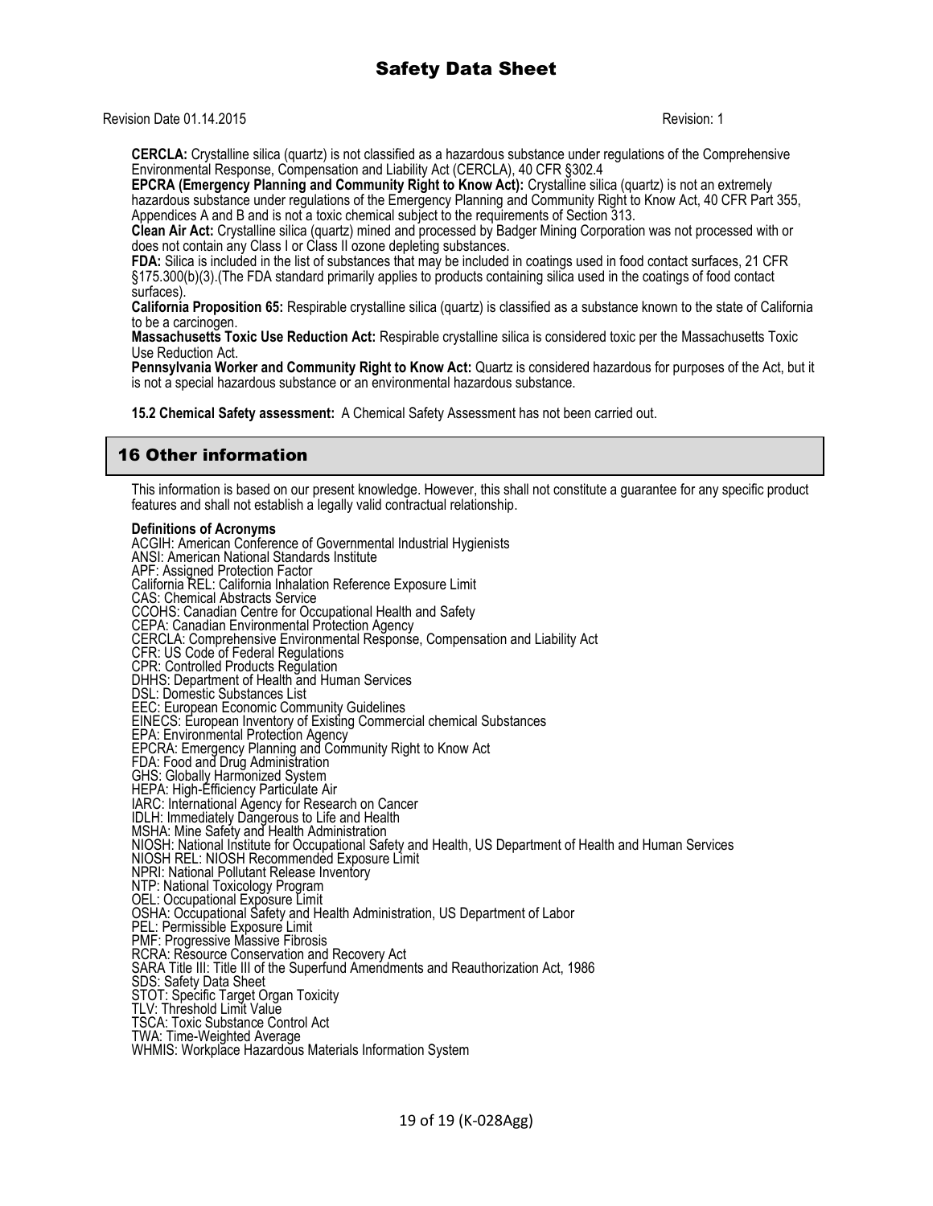**CERCLA:** Crystalline silica (quartz) is not classified as a hazardous substance under regulations of the Comprehensive Environmental Response, Compensation and Liability Act (CERCLA), 40 CFR §302.4

**EPCRA (Emergency Planning and Community Right to Know Act):** Crystalline silica (quartz) is not an extremely hazardous substance under regulations of the Emergency Planning and Community Right to Know Act, 40 CFR Part 355, Appendices A and B and is not a toxic chemical subject to the requirements of Section 313.

**Clean Air Act:** Crystalline silica (quartz) mined and processed by Badger Mining Corporation was not processed with or does not contain any Class I or Class II ozone depleting substances.

**FDA:** Silica is included in the list of substances that may be included in coatings used in food contact surfaces, 21 CFR §175.300(b)(3).(The FDA standard primarily applies to products containing silica used in the coatings of food contact surfaces).

**California Proposition 65:** Respirable crystalline silica (quartz) is classified as a substance known to the state of California to be a carcinogen.

**Massachusetts Toxic Use Reduction Act:** Respirable crystalline silica is considered toxic per the Massachusetts Toxic Use Reduction Act.

**Pennsylvania Worker and Community Right to Know Act:** Quartz is considered hazardous for purposes of the Act, but it is not a special hazardous substance or an environmental hazardous substance.

**15.2 Chemical Safety assessment:** A Chemical Safety Assessment has not been carried out.

## 16 Other information

This information is based on our present knowledge. However, this shall not constitute a guarantee for any specific product features and shall not establish a legally valid contractual relationship.

**Definitions of Acronyms**

ACGIH: American Conference of Governmental Industrial Hygienists
ANSI: American National Standards Institute
APF: Assigned Protection Factor
California REL: California Inhalation Reference Exposure Limit
CAS: Chemical Abstracts Service
CCOHS: Canadian Centre for Occupational Health and Safety
CEPA: Canadian Environmental Protection Agency
CERCLA: Comprehensive Environmental Response, Compensation and Liability Act
CFR: US Code of Federal Regulations
CPR: Controlled Products Regulation
DHHS: Department of Health and Human Services
DSL: Domestic Substances List
EEC: European Economic Community Guidelines
EINECS: European Inventory of Existing Commercial chemical Substances
EPA: Environmental Protection Agency
EPCRA: Emergency Planning and Community Right to Know Act
FDA: Food and Drug Administration
GHS: Globally Harmonized System
HEPA: High-Efficiency Particulate Air
IARC: International Agency for Research on Cancer
IDLH: Immediately Dangerous to Life and Health
MSHA: Mine Safety and Health Administration
NIOSH: National Institute for Occupational Safety and Health, US Department of Health and Human Services
NIOSH REL: NIOSH Recommended Exposure Limit
NPRI: National Pollutant Release Inventory
NTP: National Toxicology Program
OEL: Occupational Exposure Limit
OSHA: Occupational Safety and Health Administration, US Department of Labor
PEL: Permissible Exposure Limit
PMF: Progressive Massive Fibrosis
RCRA: Resource Conservation and Recovery Act
SARA Title III: Title III of the Superfund Amendments and Reauthorization Act, 1986
SDS: Safety Data Sheet
STOT: Specific Target Organ Toxicity
TLV: Threshold Limit Value
TSCA: Toxic Substance Control Act
TWA: Time-Weighted Average
WHMIS: Workplace Hazardous Materials Information System